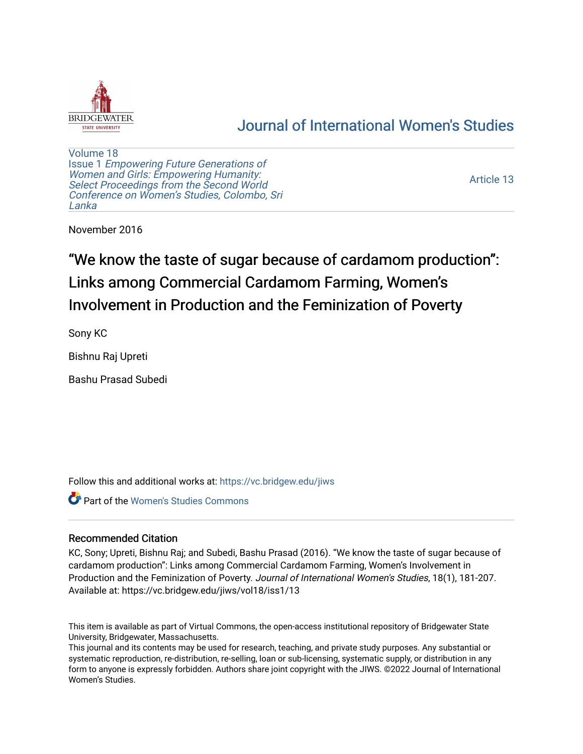# Journal of International Women's Studies

Volume 18
Issue 1 *Empowering Future Generations of Women and Girls: Empowering Humanity: Select Proceedings from the Second World Conference on Women's Studies, Colombo, Sri Lanka*

Article 13

November 2016

# "We know the taste of sugar because of cardamom production": Links among Commercial Cardamom Farming, Women's Involvement in Production and the Feminization of Poverty

Sony KC

Bishnu Raj Upreti

Bashu Prasad Subedi

Follow this and additional works at: https://vc.bridgew.edu/jiws

Part of the Women's Studies Commons

## Recommended Citation

KC, Sony; Upreti, Bishnu Raj; and Subedi, Bashu Prasad (2016). "We know the taste of sugar because of cardamom production": Links among Commercial Cardamom Farming, Women's Involvement in Production and the Feminization of Poverty. *Journal of International Women's Studies*, 18(1), 181-207.
Available at: https://vc.bridgew.edu/jiws/vol18/iss1/13

This item is available as part of Virtual Commons, the open-access institutional repository of Bridgewater State University, Bridgewater, Massachusetts.
This journal and its contents may be used for research, teaching, and private study purposes. Any substantial or systematic reproduction, re-distribution, re-selling, loan or sub-licensing, systematic supply, or distribution in any form to anyone is expressly forbidden. Authors share joint copyright with the JIWS. ©2022 Journal of International Women's Studies.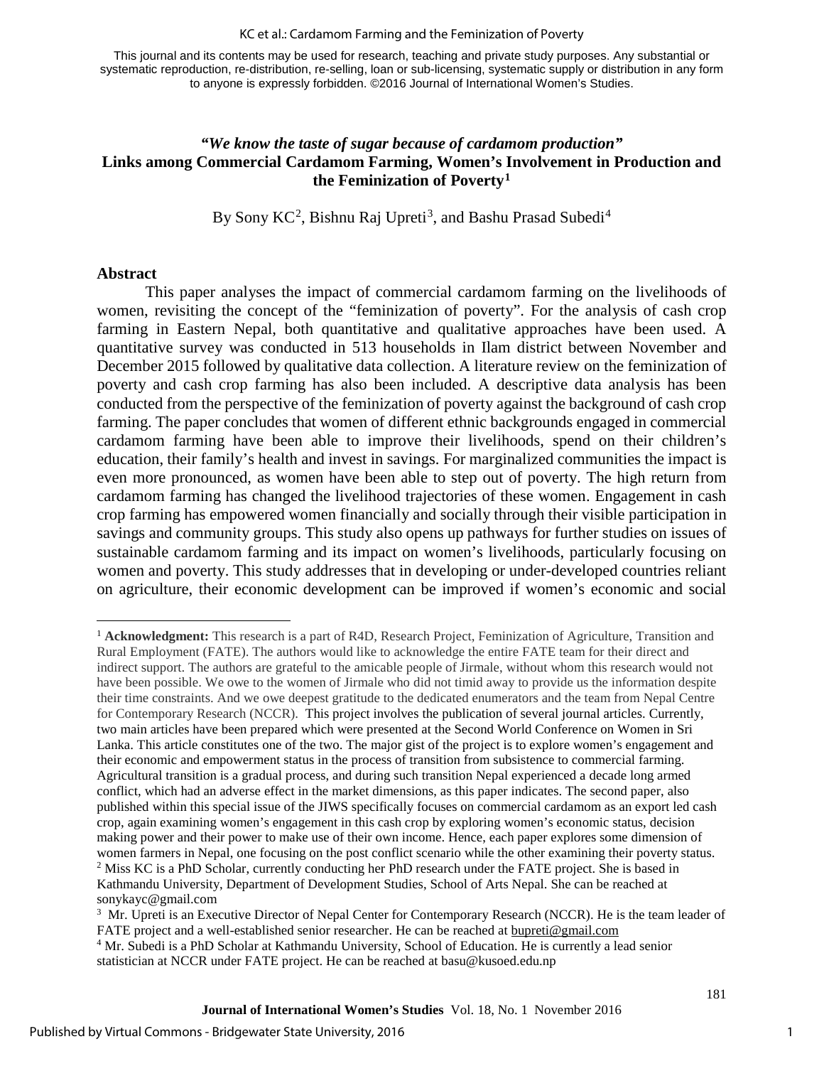This journal and its contents may be used for research, teaching and private study purposes. Any substantial or systematic reproduction, re-distribution, re-selling, loan or sub-licensing, systematic supply or distribution in any form to anyone is expressly forbidden. ©2016 Journal of International Women's Studies.

# *"We know the taste of sugar because of cardamom production"* Links among Commercial Cardamom Farming, Women's Involvement in Production and the Feminization of Poverty[1]

By Sony KC[2], Bishnu Raj Upreti[3], and Bashu Prasad Subedi[4]

## Abstract

This paper analyses the impact of commercial cardamom farming on the livelihoods of women, revisiting the concept of the "feminization of poverty". For the analysis of cash crop farming in Eastern Nepal, both quantitative and qualitative approaches have been used. A quantitative survey was conducted in 513 households in Ilam district between November and December 2015 followed by qualitative data collection. A literature review on the feminization of poverty and cash crop farming has also been included. A descriptive data analysis has been conducted from the perspective of the feminization of poverty against the background of cash crop farming. The paper concludes that women of different ethnic backgrounds engaged in commercial cardamom farming have been able to improve their livelihoods, spend on their children's education, their family's health and invest in savings. For marginalized communities the impact is even more pronounced, as women have been able to step out of poverty. The high return from cardamom farming has changed the livelihood trajectories of these women. Engagement in cash crop farming has empowered women financially and socially through their visible participation in savings and community groups. This study also opens up pathways for further studies on issues of sustainable cardamom farming and its impact on women's livelihoods, particularly focusing on women and poverty. This study addresses that in developing or under-developed countries reliant on agriculture, their economic development can be improved if women's economic and social

---

[1] **Acknowledgment:** This research is a part of R4D, Research Project, Feminization of Agriculture, Transition and Rural Employment (FATE). The authors would like to acknowledge the entire FATE team for their direct and indirect support. The authors are grateful to the amicable people of Jirmale, without whom this research would not have been possible. We owe to the women of Jirmale who did not timid away to provide us the information despite their time constraints. And we owe deepest gratitude to the dedicated enumerators and the team from Nepal Centre for Contemporary Research (NCCR). This project involves the publication of several journal articles. Currently, two main articles have been prepared which were presented at the Second World Conference on Women in Sri Lanka. This article constitutes one of the two. The major gist of the project is to explore women's engagement and their economic and empowerment status in the process of transition from subsistence to commercial farming. Agricultural transition is a gradual process, and during such transition Nepal experienced a decade long armed conflict, which had an adverse effect in the market dimensions, as this paper indicates. The second paper, also published within this special issue of the JIWS specifically focuses on commercial cardamom as an export led cash crop, again examining women's engagement in this cash crop by exploring women's economic status, decision making power and their power to make use of their own income. Hence, each paper explores some dimension of women farmers in Nepal, one focusing on the post conflict scenario while the other examining their poverty status.

[2] Miss KC is a PhD Scholar, currently conducting her PhD research under the FATE project. She is based in Kathmandu University, Department of Development Studies, School of Arts Nepal. She can be reached at sonykayc@gmail.com

[3] Mr. Upreti is an Executive Director of Nepal Center for Contemporary Research (NCCR). He is the team leader of FATE project and a well-established senior researcher. He can be reached at bupreti@gmail.com

[4] Mr. Subedi is a PhD Scholar at Kathmandu University, School of Education. He is currently a lead senior statistician at NCCR under FATE project. He can be reached at basu@kusoed.edu.np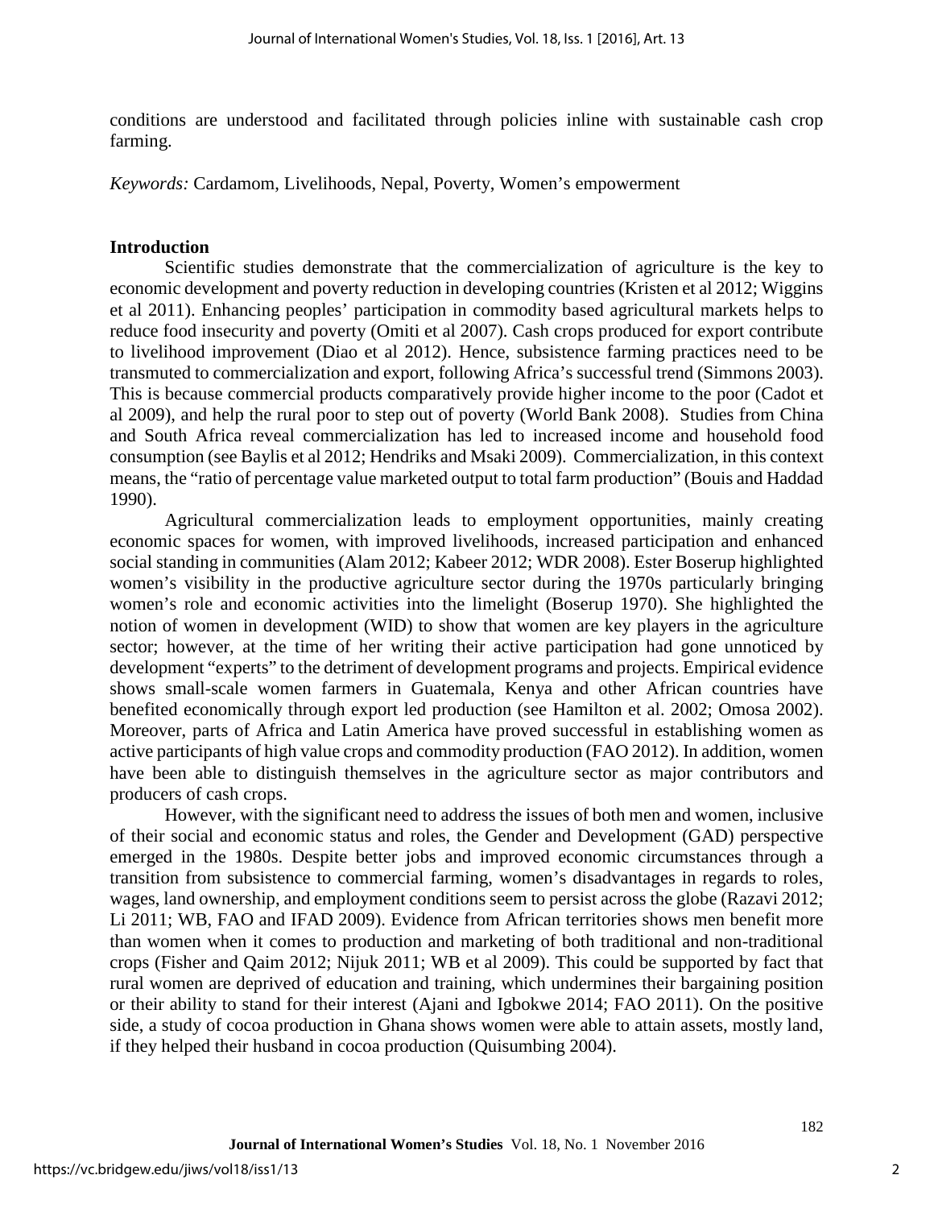conditions are understood and facilitated through policies inline with sustainable cash crop farming.

*Keywords:* Cardamom, Livelihoods, Nepal, Poverty, Women's empowerment

## Introduction

Scientific studies demonstrate that the commercialization of agriculture is the key to economic development and poverty reduction in developing countries (Kristen et al 2012; Wiggins et al 2011). Enhancing peoples' participation in commodity based agricultural markets helps to reduce food insecurity and poverty (Omiti et al 2007). Cash crops produced for export contribute to livelihood improvement (Diao et al 2012). Hence, subsistence farming practices need to be transmuted to commercialization and export, following Africa's successful trend (Simmons 2003). This is because commercial products comparatively provide higher income to the poor (Cadot et al 2009), and help the rural poor to step out of poverty (World Bank 2008). Studies from China and South Africa reveal commercialization has led to increased income and household food consumption (see Baylis et al 2012; Hendriks and Msaki 2009). Commercialization, in this context means, the "ratio of percentage value marketed output to total farm production" (Bouis and Haddad 1990).

Agricultural commercialization leads to employment opportunities, mainly creating economic spaces for women, with improved livelihoods, increased participation and enhanced social standing in communities (Alam 2012; Kabeer 2012; WDR 2008). Ester Boserup highlighted women's visibility in the productive agriculture sector during the 1970s particularly bringing women's role and economic activities into the limelight (Boserup 1970). She highlighted the notion of women in development (WID) to show that women are key players in the agriculture sector; however, at the time of her writing their active participation had gone unnoticed by development "experts" to the detriment of development programs and projects. Empirical evidence shows small-scale women farmers in Guatemala, Kenya and other African countries have benefited economically through export led production (see Hamilton et al. 2002; Omosa 2002). Moreover, parts of Africa and Latin America have proved successful in establishing women as active participants of high value crops and commodity production (FAO 2012). In addition, women have been able to distinguish themselves in the agriculture sector as major contributors and producers of cash crops.

However, with the significant need to address the issues of both men and women, inclusive of their social and economic status and roles, the Gender and Development (GAD) perspective emerged in the 1980s. Despite better jobs and improved economic circumstances through a transition from subsistence to commercial farming, women's disadvantages in regards to roles, wages, land ownership, and employment conditions seem to persist across the globe (Razavi 2012; Li 2011; WB, FAO and IFAD 2009). Evidence from African territories shows men benefit more than women when it comes to production and marketing of both traditional and non-traditional crops (Fisher and Qaim 2012; Nijuk 2011; WB et al 2009). This could be supported by fact that rural women are deprived of education and training, which undermines their bargaining position or their ability to stand for their interest (Ajani and Igbokwe 2014; FAO 2011). On the positive side, a study of cocoa production in Ghana shows women were able to attain assets, mostly land, if they helped their husband in cocoa production (Quisumbing 2004).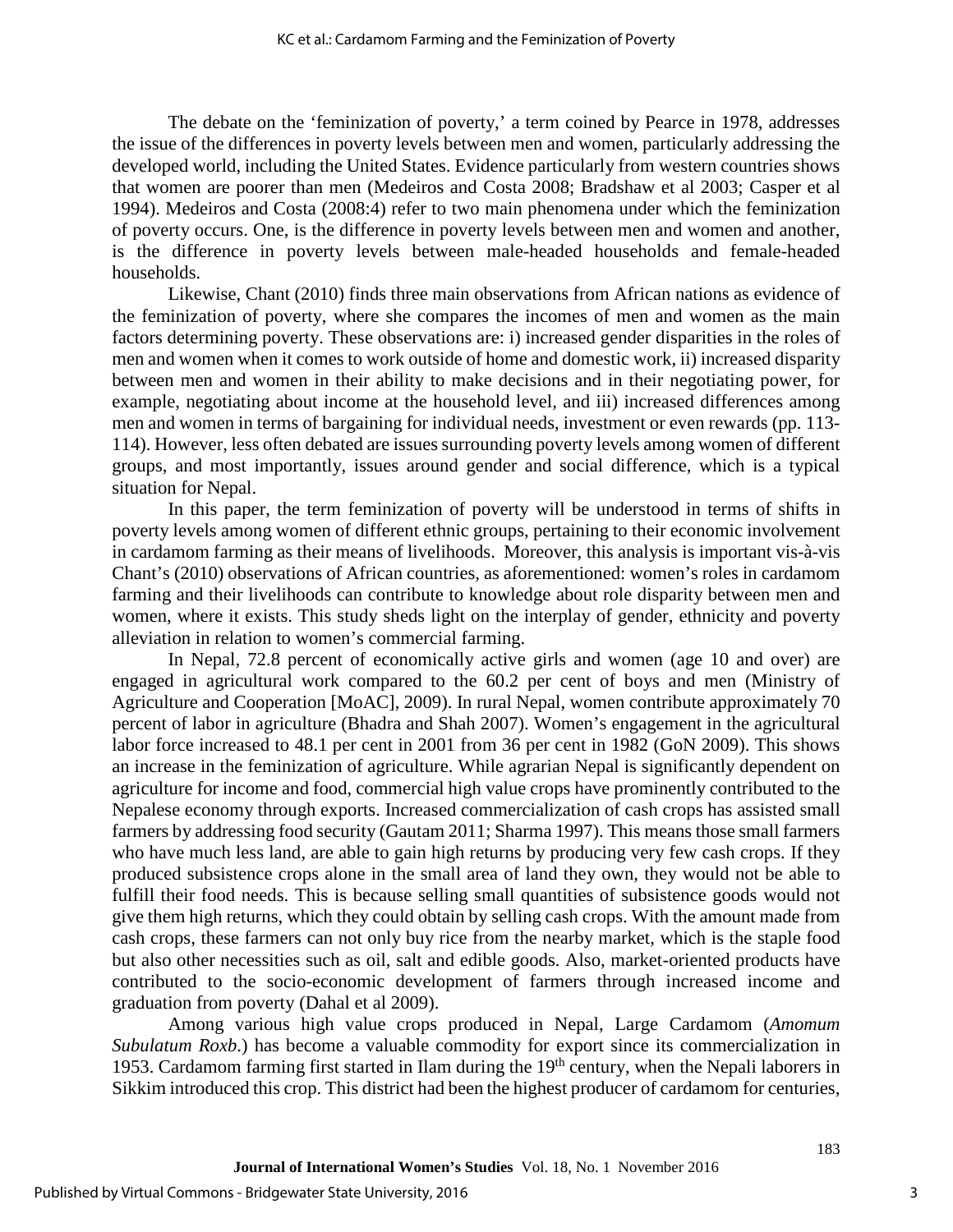The debate on the 'feminization of poverty,' a term coined by Pearce in 1978, addresses the issue of the differences in poverty levels between men and women, particularly addressing the developed world, including the United States. Evidence particularly from western countries shows that women are poorer than men (Medeiros and Costa 2008; Bradshaw et al 2003; Casper et al 1994). Medeiros and Costa (2008:4) refer to two main phenomena under which the feminization of poverty occurs. One, is the difference in poverty levels between men and women and another, is the difference in poverty levels between male-headed households and female-headed households.

Likewise, Chant (2010) finds three main observations from African nations as evidence of the feminization of poverty, where she compares the incomes of men and women as the main factors determining poverty. These observations are: i) increased gender disparities in the roles of men and women when it comes to work outside of home and domestic work, ii) increased disparity between men and women in their ability to make decisions and in their negotiating power, for example, negotiating about income at the household level, and iii) increased differences among men and women in terms of bargaining for individual needs, investment or even rewards (pp. 113-114). However, less often debated are issues surrounding poverty levels among women of different groups, and most importantly, issues around gender and social difference, which is a typical situation for Nepal.

In this paper, the term feminization of poverty will be understood in terms of shifts in poverty levels among women of different ethnic groups, pertaining to their economic involvement in cardamom farming as their means of livelihoods. Moreover, this analysis is important vis-à-vis Chant's (2010) observations of African countries, as aforementioned: women's roles in cardamom farming and their livelihoods can contribute to knowledge about role disparity between men and women, where it exists. This study sheds light on the interplay of gender, ethnicity and poverty alleviation in relation to women's commercial farming.

In Nepal, 72.8 percent of economically active girls and women (age 10 and over) are engaged in agricultural work compared to the 60.2 per cent of boys and men (Ministry of Agriculture and Cooperation [MoAC], 2009). In rural Nepal, women contribute approximately 70 percent of labor in agriculture (Bhadra and Shah 2007). Women's engagement in the agricultural labor force increased to 48.1 per cent in 2001 from 36 per cent in 1982 (GoN 2009). This shows an increase in the feminization of agriculture. While agrarian Nepal is significantly dependent on agriculture for income and food, commercial high value crops have prominently contributed to the Nepalese economy through exports. Increased commercialization of cash crops has assisted small farmers by addressing food security (Gautam 2011; Sharma 1997). This means those small farmers who have much less land, are able to gain high returns by producing very few cash crops. If they produced subsistence crops alone in the small area of land they own, they would not be able to fulfill their food needs. This is because selling small quantities of subsistence goods would not give them high returns, which they could obtain by selling cash crops. With the amount made from cash crops, these farmers can not only buy rice from the nearby market, which is the staple food but also other necessities such as oil, salt and edible goods. Also, market-oriented products have contributed to the socio-economic development of farmers through increased income and graduation from poverty (Dahal et al 2009).

Among various high value crops produced in Nepal, Large Cardamom (*Amomum Subulatum Roxb*.) has become a valuable commodity for export since its commercialization in 1953. Cardamom farming first started in Ilam during the 19th century, when the Nepali laborers in Sikkim introduced this crop. This district had been the highest producer of cardamom for centuries,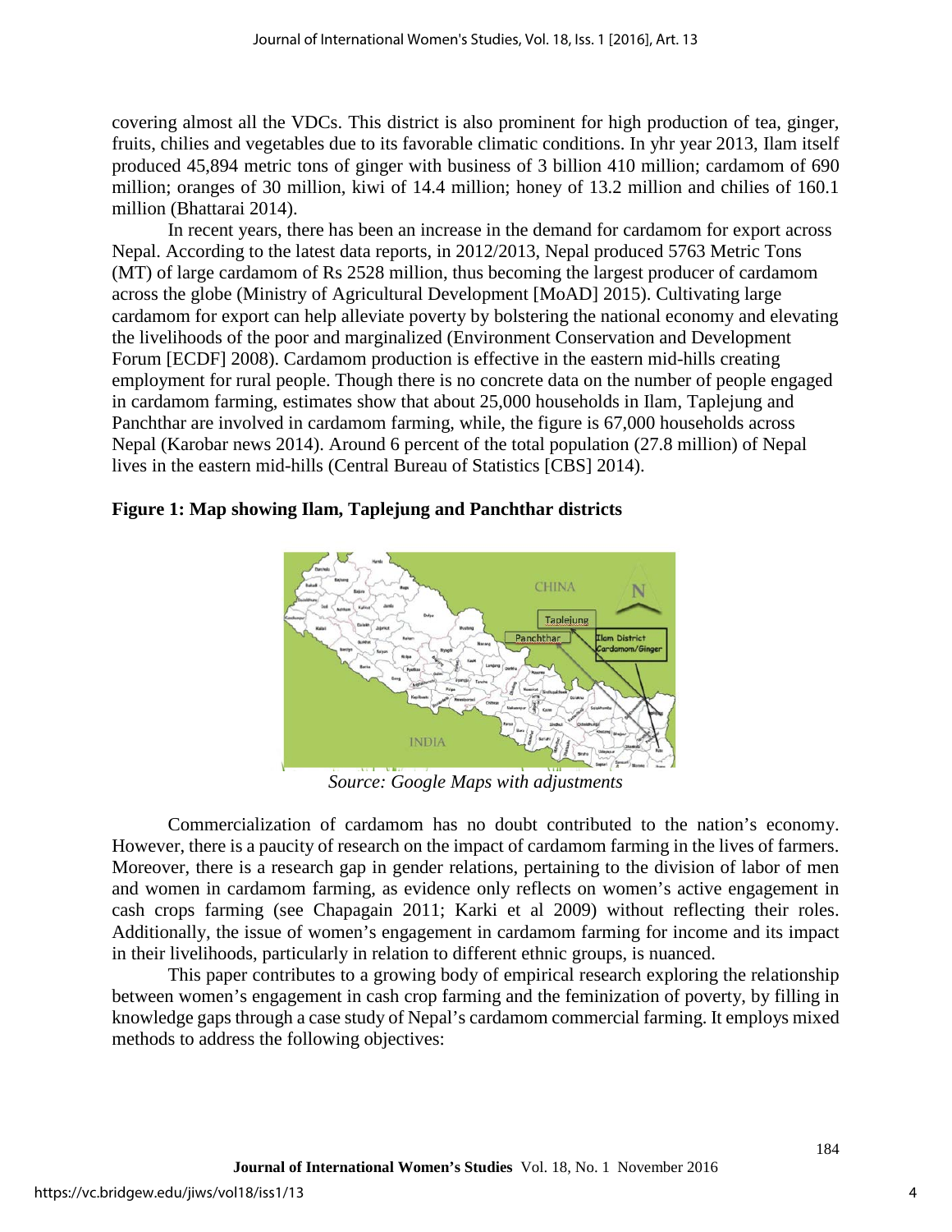covering almost all the VDCs. This district is also prominent for high production of tea, ginger, fruits, chilies and vegetables due to its favorable climatic conditions. In yhr year 2013, Ilam itself produced 45,894 metric tons of ginger with business of 3 billion 410 million; cardamom of 690 million; oranges of 30 million, kiwi of 14.4 million; honey of 13.2 million and chilies of 160.1 million (Bhattarai 2014).

In recent years, there has been an increase in the demand for cardamom for export across Nepal. According to the latest data reports, in 2012/2013, Nepal produced 5763 Metric Tons (MT) of large cardamom of Rs 2528 million, thus becoming the largest producer of cardamom across the globe (Ministry of Agricultural Development [MoAD] 2015). Cultivating large cardamom for export can help alleviate poverty by bolstering the national economy and elevating the livelihoods of the poor and marginalized (Environment Conservation and Development Forum [ECDF] 2008). Cardamom production is effective in the eastern mid-hills creating employment for rural people. Though there is no concrete data on the number of people engaged in cardamom farming, estimates show that about 25,000 households in Ilam, Taplejung and Panchthar are involved in cardamom farming, while, the figure is 67,000 households across Nepal (Karobar news 2014). Around 6 percent of the total population (27.8 million) of Nepal lives in the eastern mid-hills (Central Bureau of Statistics [CBS] 2014).

**Figure 1: Map showing Ilam, Taplejung and Panchthar districts**

*Source: Google Maps with adjustments*

Commercialization of cardamom has no doubt contributed to the nation's economy. However, there is a paucity of research on the impact of cardamom farming in the lives of farmers. Moreover, there is a research gap in gender relations, pertaining to the division of labor of men and women in cardamom farming, as evidence only reflects on women's active engagement in cash crops farming (see Chapagain 2011; Karki et al 2009) without reflecting their roles. Additionally, the issue of women's engagement in cardamom farming for income and its impact in their livelihoods, particularly in relation to different ethnic groups, is nuanced.

This paper contributes to a growing body of empirical research exploring the relationship between women's engagement in cash crop farming and the feminization of poverty, by filling in knowledge gaps through a case study of Nepal's cardamom commercial farming. It employs mixed methods to address the following objectives: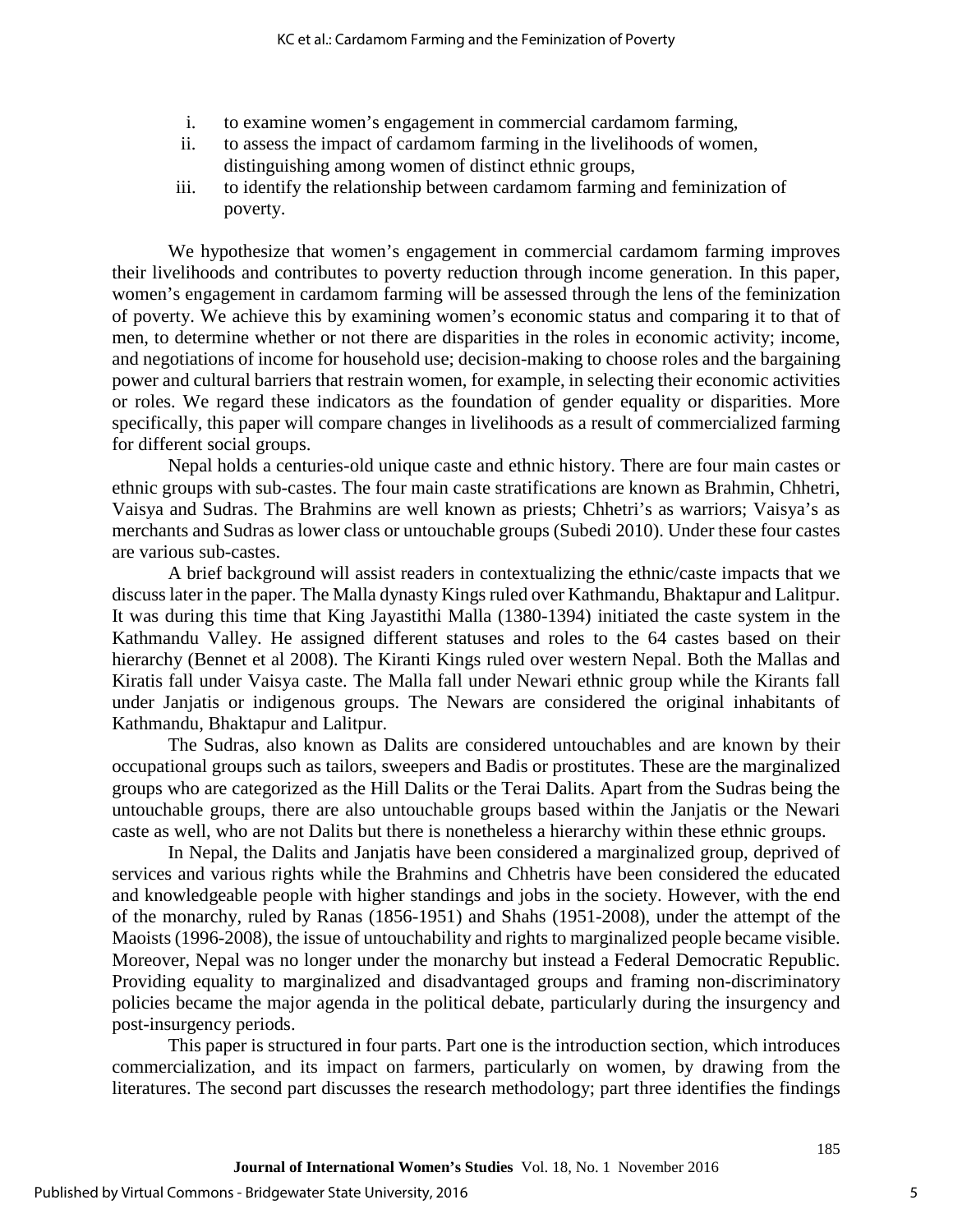i. to examine women's engagement in commercial cardamom farming,
ii. to assess the impact of cardamom farming in the livelihoods of women, distinguishing among women of distinct ethnic groups,
iii. to identify the relationship between cardamom farming and feminization of poverty.

We hypothesize that women's engagement in commercial cardamom farming improves their livelihoods and contributes to poverty reduction through income generation. In this paper, women's engagement in cardamom farming will be assessed through the lens of the feminization of poverty. We achieve this by examining women's economic status and comparing it to that of men, to determine whether or not there are disparities in the roles in economic activity; income, and negotiations of income for household use; decision-making to choose roles and the bargaining power and cultural barriers that restrain women, for example, in selecting their economic activities or roles. We regard these indicators as the foundation of gender equality or disparities. More specifically, this paper will compare changes in livelihoods as a result of commercialized farming for different social groups.

Nepal holds a centuries-old unique caste and ethnic history. There are four main castes or ethnic groups with sub-castes. The four main caste stratifications are known as Brahmin, Chhetri, Vaisya and Sudras. The Brahmins are well known as priests; Chhetri's as warriors; Vaisya's as merchants and Sudras as lower class or untouchable groups (Subedi 2010). Under these four castes are various sub-castes.

A brief background will assist readers in contextualizing the ethnic/caste impacts that we discuss later in the paper. The Malla dynasty Kings ruled over Kathmandu, Bhaktapur and Lalitpur. It was during this time that King Jayastithi Malla (1380-1394) initiated the caste system in the Kathmandu Valley. He assigned different statuses and roles to the 64 castes based on their hierarchy (Bennet et al 2008). The Kiranti Kings ruled over western Nepal. Both the Mallas and Kiratis fall under Vaisya caste. The Malla fall under Newari ethnic group while the Kirants fall under Janjatis or indigenous groups. The Newars are considered the original inhabitants of Kathmandu, Bhaktapur and Lalitpur.

The Sudras, also known as Dalits are considered untouchables and are known by their occupational groups such as tailors, sweepers and Badis or prostitutes. These are the marginalized groups who are categorized as the Hill Dalits or the Terai Dalits. Apart from the Sudras being the untouchable groups, there are also untouchable groups based within the Janjatis or the Newari caste as well, who are not Dalits but there is nonetheless a hierarchy within these ethnic groups.

In Nepal, the Dalits and Janjatis have been considered a marginalized group, deprived of services and various rights while the Brahmins and Chhetris have been considered the educated and knowledgeable people with higher standings and jobs in the society. However, with the end of the monarchy, ruled by Ranas (1856-1951) and Shahs (1951-2008), under the attempt of the Maoists (1996-2008), the issue of untouchability and rights to marginalized people became visible. Moreover, Nepal was no longer under the monarchy but instead a Federal Democratic Republic. Providing equality to marginalized and disadvantaged groups and framing non-discriminatory policies became the major agenda in the political debate, particularly during the insurgency and post-insurgency periods.

This paper is structured in four parts. Part one is the introduction section, which introduces commercialization, and its impact on farmers, particularly on women, by drawing from the literatures. The second part discusses the research methodology; part three identifies the findings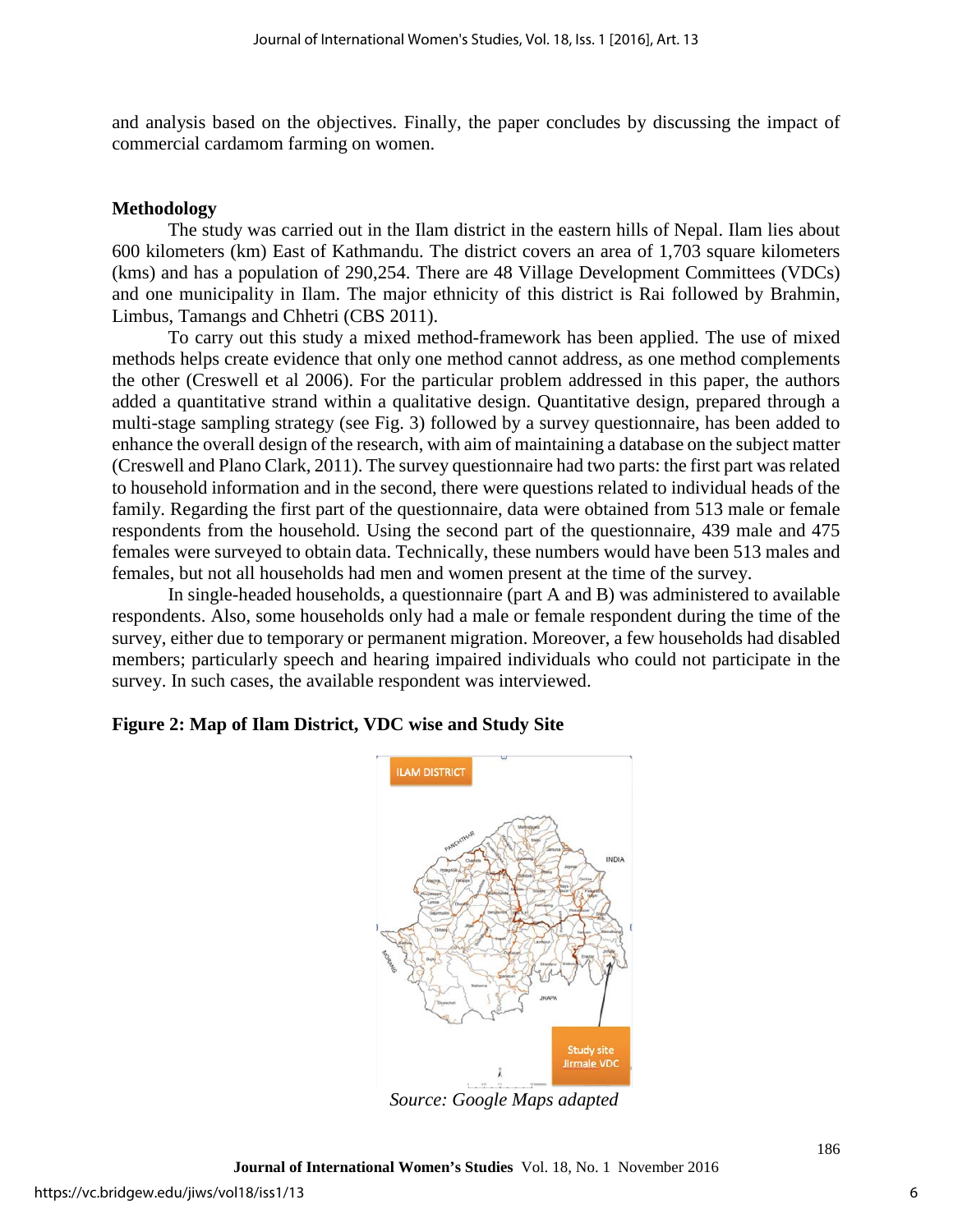and analysis based on the objectives. Finally, the paper concludes by discussing the impact of commercial cardamom farming on women.

## Methodology

The study was carried out in the Ilam district in the eastern hills of Nepal. Ilam lies about 600 kilometers (km) East of Kathmandu. The district covers an area of 1,703 square kilometers (kms) and has a population of 290,254. There are 48 Village Development Committees (VDCs) and one municipality in Ilam. The major ethnicity of this district is Rai followed by Brahmin, Limbus, Tamangs and Chhetri (CBS 2011).

To carry out this study a mixed method-framework has been applied. The use of mixed methods helps create evidence that only one method cannot address, as one method complements the other (Creswell et al 2006). For the particular problem addressed in this paper, the authors added a quantitative strand within a qualitative design. Quantitative design, prepared through a multi-stage sampling strategy (see Fig. 3) followed by a survey questionnaire, has been added to enhance the overall design of the research, with aim of maintaining a database on the subject matter (Creswell and Plano Clark, 2011). The survey questionnaire had two parts: the first part was related to household information and in the second, there were questions related to individual heads of the family. Regarding the first part of the questionnaire, data were obtained from 513 male or female respondents from the household. Using the second part of the questionnaire, 439 male and 475 females were surveyed to obtain data. Technically, these numbers would have been 513 males and females, but not all households had men and women present at the time of the survey.

In single-headed households, a questionnaire (part A and B) was administered to available respondents. Also, some households only had a male or female respondent during the time of the survey, either due to temporary or permanent migration. Moreover, a few households had disabled members; particularly speech and hearing impaired individuals who could not participate in the survey. In such cases, the available respondent was interviewed.

**Figure 2: Map of Ilam District, VDC wise and Study Site**

*Source: Google Maps adapted*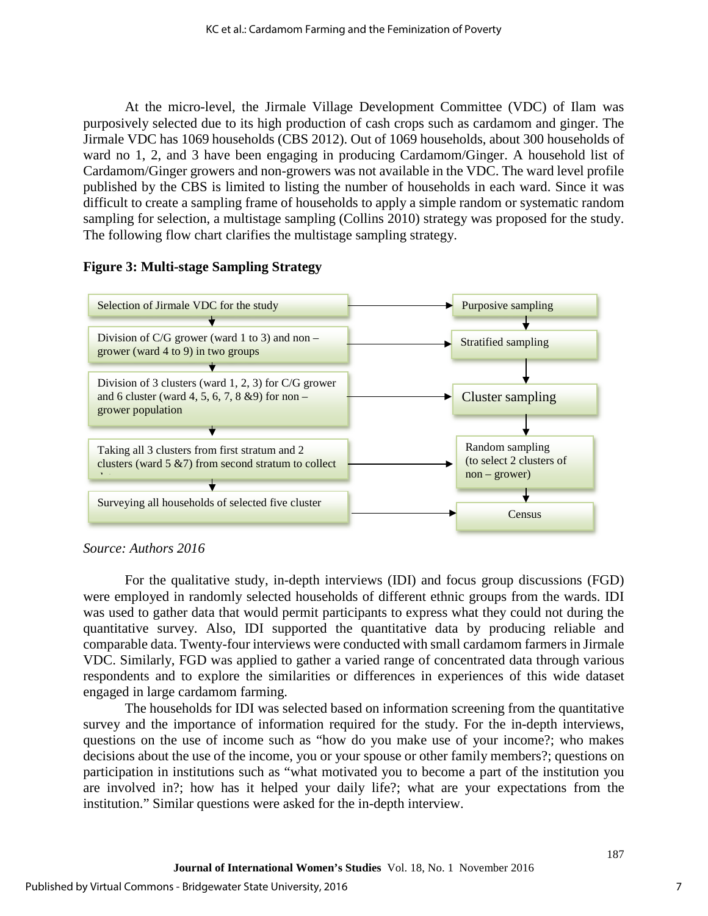At the micro-level, the Jirmale Village Development Committee (VDC) of Ilam was purposively selected due to its high production of cash crops such as cardamom and ginger. The Jirmale VDC has 1069 households (CBS 2012). Out of 1069 households, about 300 households of ward no 1, 2, and 3 have been engaging in producing Cardamom/Ginger. A household list of Cardamom/Ginger growers and non-growers was not available in the VDC. The ward level profile published by the CBS is limited to listing the number of households in each ward. Since it was difficult to create a sampling frame of households to apply a simple random or systematic random sampling for selection, a multistage sampling (Collins 2010) strategy was proposed for the study. The following flow chart clarifies the multistage sampling strategy.

**Figure 3: Multi-stage Sampling Strategy**

| Stage | Sampling method |
|---|---|
| Selection of Jirmale VDC for the study | Purposive sampling |
| Division of C/G grower (ward 1 to 3) and non – grower (ward 4 to 9) in two groups | Stratified sampling |
| Division of 3 clusters (ward 1, 2, 3) for C/G grower and 6 cluster (ward 4, 5, 6, 7, 8 &9) for non – grower population | Cluster sampling |
| Taking all 3 clusters from first stratum and 2 clusters (ward 5 &7) from second stratum to collect data | Random sampling (to select 2 clusters of non – grower) |
| Surveying all households of selected five cluster | Census |

*Source: Authors 2016*

For the qualitative study, in-depth interviews (IDI) and focus group discussions (FGD) were employed in randomly selected households of different ethnic groups from the wards. IDI was used to gather data that would permit participants to express what they could not during the quantitative survey. Also, IDI supported the quantitative data by producing reliable and comparable data. Twenty-four interviews were conducted with small cardamom farmers in Jirmale VDC. Similarly, FGD was applied to gather a varied range of concentrated data through various respondents and to explore the similarities or differences in experiences of this wide dataset engaged in large cardamom farming.

The households for IDI was selected based on information screening from the quantitative survey and the importance of information required for the study. For the in-depth interviews, questions on the use of income such as "how do you make use of your income?; who makes decisions about the use of the income, you or your spouse or other family members?; questions on participation in institutions such as "what motivated you to become a part of the institution you are involved in?; how has it helped your daily life?; what are your expectations from the institution." Similar questions were asked for the in-depth interview.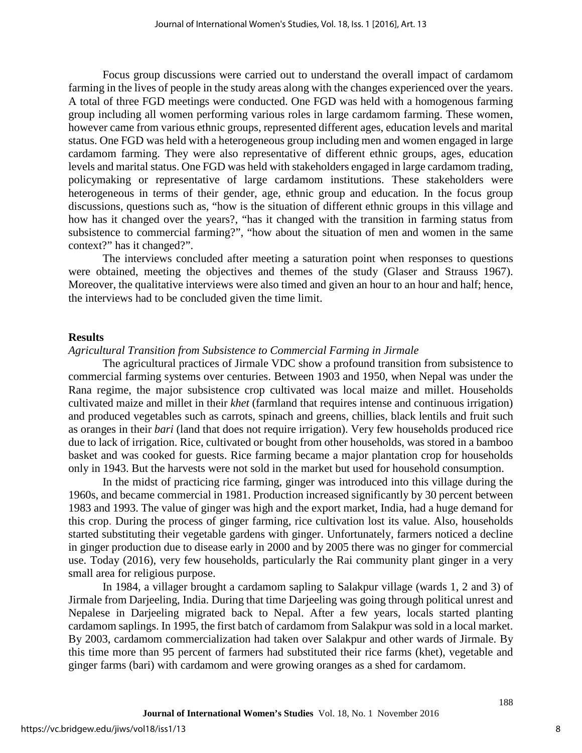Focus group discussions were carried out to understand the overall impact of cardamom farming in the lives of people in the study areas along with the changes experienced over the years. A total of three FGD meetings were conducted. One FGD was held with a homogenous farming group including all women performing various roles in large cardamom farming. These women, however came from various ethnic groups, represented different ages, education levels and marital status. One FGD was held with a heterogeneous group including men and women engaged in large cardamom farming. They were also representative of different ethnic groups, ages, education levels and marital status. One FGD was held with stakeholders engaged in large cardamom trading, policymaking or representative of large cardamom institutions. These stakeholders were heterogeneous in terms of their gender, age, ethnic group and education. In the focus group discussions, questions such as, "how is the situation of different ethnic groups in this village and how has it changed over the years?, "has it changed with the transition in farming status from subsistence to commercial farming?", "how about the situation of men and women in the same context?" has it changed?".

The interviews concluded after meeting a saturation point when responses to questions were obtained, meeting the objectives and themes of the study (Glaser and Strauss 1967). Moreover, the qualitative interviews were also timed and given an hour to an hour and half; hence, the interviews had to be concluded given the time limit.

## Results

*Agricultural Transition from Subsistence to Commercial Farming in Jirmale*

The agricultural practices of Jirmale VDC show a profound transition from subsistence to commercial farming systems over centuries. Between 1903 and 1950, when Nepal was under the Rana regime, the major subsistence crop cultivated was local maize and millet. Households cultivated maize and millet in their *khet* (farmland that requires intense and continuous irrigation) and produced vegetables such as carrots, spinach and greens, chillies, black lentils and fruit such as oranges in their *bari* (land that does not require irrigation). Very few households produced rice due to lack of irrigation. Rice, cultivated or bought from other households, was stored in a bamboo basket and was cooked for guests. Rice farming became a major plantation crop for households only in 1943. But the harvests were not sold in the market but used for household consumption.

In the midst of practicing rice farming, ginger was introduced into this village during the 1960s, and became commercial in 1981. Production increased significantly by 30 percent between 1983 and 1993. The value of ginger was high and the export market, India, had a huge demand for this crop. During the process of ginger farming, rice cultivation lost its value. Also, households started substituting their vegetable gardens with ginger. Unfortunately, farmers noticed a decline in ginger production due to disease early in 2000 and by 2005 there was no ginger for commercial use. Today (2016), very few households, particularly the Rai community plant ginger in a very small area for religious purpose.

In 1984, a villager brought a cardamom sapling to Salakpur village (wards 1, 2 and 3) of Jirmale from Darjeeling, India. During that time Darjeeling was going through political unrest and Nepalese in Darjeeling migrated back to Nepal. After a few years, locals started planting cardamom saplings. In 1995, the first batch of cardamom from Salakpur was sold in a local market. By 2003, cardamom commercialization had taken over Salakpur and other wards of Jirmale. By this time more than 95 percent of farmers had substituted their rice farms (khet), vegetable and ginger farms (bari) with cardamom and were growing oranges as a shed for cardamom.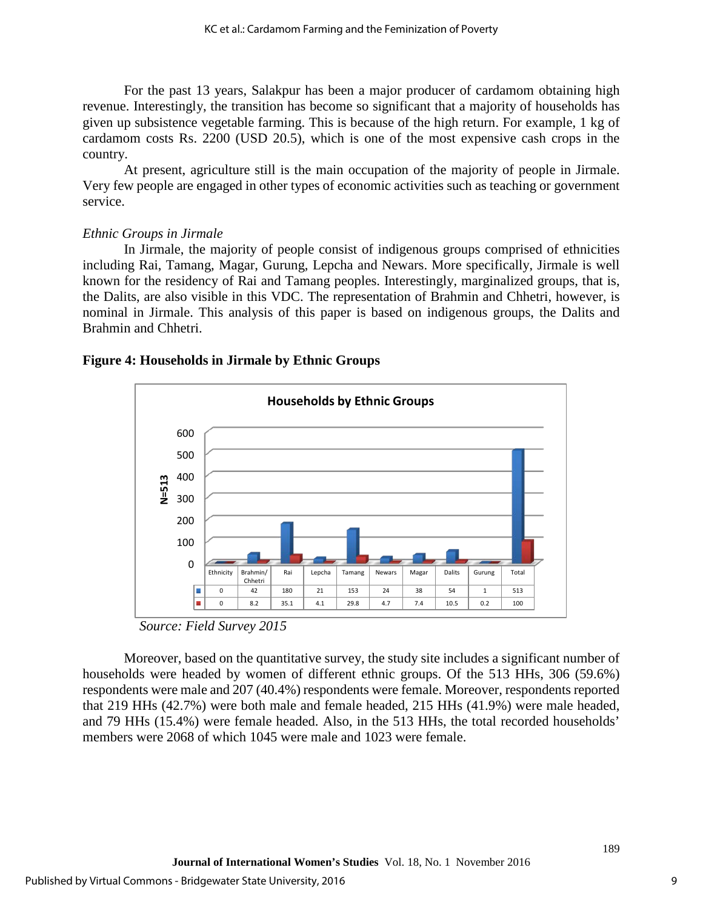For the past 13 years, Salakpur has been a major producer of cardamom obtaining high revenue. Interestingly, the transition has become so significant that a majority of households has given up subsistence vegetable farming. This is because of the high return. For example, 1 kg of cardamom costs Rs. 2200 (USD 20.5), which is one of the most expensive cash crops in the country.

At present, agriculture still is the main occupation of the majority of people in Jirmale. Very few people are engaged in other types of economic activities such as teaching or government service.

*Ethnic Groups in Jirmale*

In Jirmale, the majority of people consist of indigenous groups comprised of ethnicities including Rai, Tamang, Magar, Gurung, Lepcha and Newars. More specifically, Jirmale is well known for the residency of Rai and Tamang peoples. Interestingly, marginalized groups, that is, the Dalits, are also visible in this VDC. The representation of Brahmin and Chhetri, however, is nominal in Jirmale. This analysis of this paper is based on indigenous groups, the Dalits and Brahmin and Chhetri.

**Figure 4: Households in Jirmale by Ethnic Groups**

**Households by Ethnic Groups**

| | Ethnicity | Brahmin/ Chhetri | Rai | Lepcha | Tamang | Newars | Magar | Dalits | Gurung | Total |
|---|---|---|---|---|---|---|---|---|---|---|
| ■ (blue) | 0 | 42 | 180 | 21 | 153 | 24 | 38 | 54 | 1 | 513 |
| ■ (red) | 0 | 8.2 | 35.1 | 4.1 | 29.8 | 4.7 | 7.4 | 10.5 | 0.2 | 100 |

*Source: Field Survey 2015*

Moreover, based on the quantitative survey, the study site includes a significant number of households were headed by women of different ethnic groups. Of the 513 HHs, 306 (59.6%) respondents were male and 207 (40.4%) respondents were female. Moreover, respondents reported that 219 HHs (42.7%) were both male and female headed, 215 HHs (41.9%) were male headed, and 79 HHs (15.4%) were female headed. Also, in the 513 HHs, the total recorded households' members were 2068 of which 1045 were male and 1023 were female.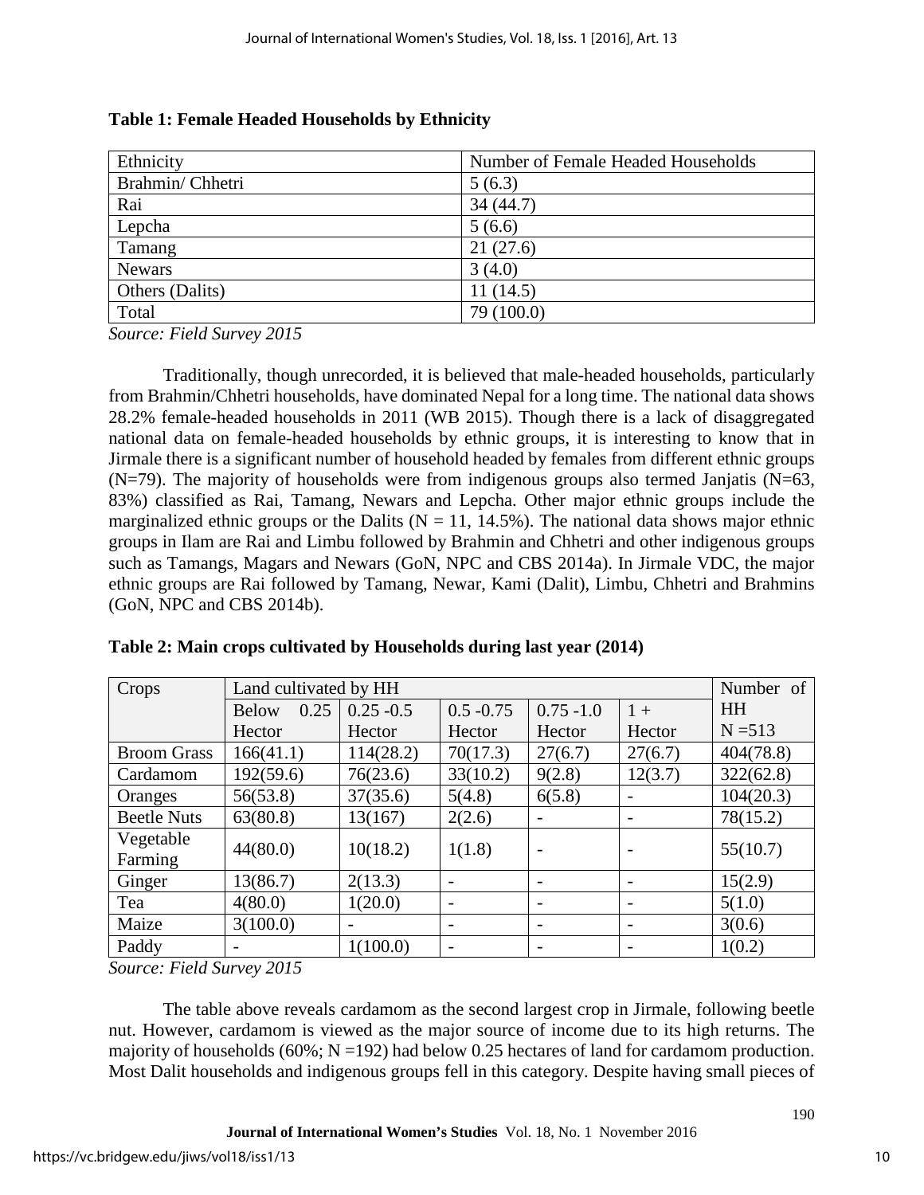**Table 1: Female Headed Households by Ethnicity**

| Ethnicity | Number of Female Headed Households |
|---|---|
| Brahmin/ Chhetri | 5 (6.3) |
| Rai | 34 (44.7) |
| Lepcha | 5 (6.6) |
| Tamang | 21 (27.6) |
| Newars | 3 (4.0) |
| Others (Dalits) | 11 (14.5) |
| Total | 79 (100.0) |

*Source: Field Survey 2015*

Traditionally, though unrecorded, it is believed that male-headed households, particularly from Brahmin/Chhetri households, have dominated Nepal for a long time. The national data shows 28.2% female-headed households in 2011 (WB 2015). Though there is a lack of disaggregated national data on female-headed households by ethnic groups, it is interesting to know that in Jirmale there is a significant number of household headed by females from different ethnic groups (N=79). The majority of households were from indigenous groups also termed Janjatis (N=63, 83%) classified as Rai, Tamang, Newars and Lepcha. Other major ethnic groups include the marginalized ethnic groups or the Dalits (N = 11, 14.5%). The national data shows major ethnic groups in Ilam are Rai and Limbu followed by Brahmin and Chhetri and other indigenous groups such as Tamangs, Magars and Newars (GoN, NPC and CBS 2014a). In Jirmale VDC, the major ethnic groups are Rai followed by Tamang, Newar, Kami (Dalit), Limbu, Chhetri and Brahmins (GoN, NPC and CBS 2014b).

**Table 2: Main crops cultivated by Households during last year (2014)**

| Crops | Land cultivated by HH | | | | | Number of HH N =513 |
|---|---|---|---|---|---|---|
| | Below 0.25 Hector | 0.25 -0.5 Hector | 0.5 -0.75 Hector | 0.75 -1.0 Hector | 1 + Hector | |
| Broom Grass | 166(41.1) | 114(28.2) | 70(17.3) | 27(6.7) | 27(6.7) | 404(78.8) |
| Cardamom | 192(59.6) | 76(23.6) | 33(10.2) | 9(2.8) | 12(3.7) | 322(62.8) |
| Oranges | 56(53.8) | 37(35.6) | 5(4.8) | 6(5.8) | - | 104(20.3) |
| Beetle Nuts | 63(80.8) | 13(167) | 2(2.6) | - | - | 78(15.2) |
| Vegetable Farming | 44(80.0) | 10(18.2) | 1(1.8) | - | - | 55(10.7) |
| Ginger | 13(86.7) | 2(13.3) | - | - | - | 15(2.9) |
| Tea | 4(80.0) | 1(20.0) | - | - | - | 5(1.0) |
| Maize | 3(100.0) | - | - | - | - | 3(0.6) |
| Paddy | - | 1(100.0) | - | - | - | 1(0.2) |

*Source: Field Survey 2015*

The table above reveals cardamom as the second largest crop in Jirmale, following beetle nut. However, cardamom is viewed as the major source of income due to its high returns. The majority of households (60%; N =192) had below 0.25 hectares of land for cardamom production. Most Dalit households and indigenous groups fell in this category. Despite having small pieces of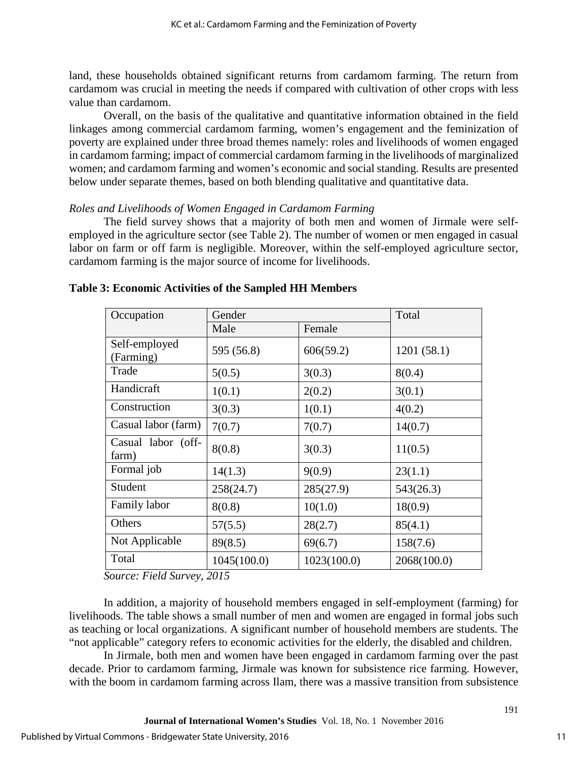land, these households obtained significant returns from cardamom farming. The return from cardamom was crucial in meeting the needs if compared with cultivation of other crops with less value than cardamom.

Overall, on the basis of the qualitative and quantitative information obtained in the field linkages among commercial cardamom farming, women's engagement and the feminization of poverty are explained under three broad themes namely: roles and livelihoods of women engaged in cardamom farming; impact of commercial cardamom farming in the livelihoods of marginalized women; and cardamom farming and women's economic and social standing. Results are presented below under separate themes, based on both blending qualitative and quantitative data.

*Roles and Livelihoods of Women Engaged in Cardamom Farming*

The field survey shows that a majority of both men and women of Jirmale were self-employed in the agriculture sector (see Table 2). The number of women or men engaged in casual labor on farm or off farm is negligible. Moreover, within the self-employed agriculture sector, cardamom farming is the major source of income for livelihoods.

**Table 3: Economic Activities of the Sampled HH Members**

| Occupation | Gender | | Total |
|---|---|---|---|
| | Male | Female | |
| Self-employed (Farming) | 595 (56.8) | 606(59.2) | 1201 (58.1) |
| Trade | 5(0.5) | 3(0.3) | 8(0.4) |
| Handicraft | 1(0.1) | 2(0.2) | 3(0.1) |
| Construction | 3(0.3) | 1(0.1) | 4(0.2) |
| Casual labor (farm) | 7(0.7) | 7(0.7) | 14(0.7) |
| Casual labor (off-farm) | 8(0.8) | 3(0.3) | 11(0.5) |
| Formal job | 14(1.3) | 9(0.9) | 23(1.1) |
| Student | 258(24.7) | 285(27.9) | 543(26.3) |
| Family labor | 8(0.8) | 10(1.0) | 18(0.9) |
| Others | 57(5.5) | 28(2.7) | 85(4.1) |
| Not Applicable | 89(8.5) | 69(6.7) | 158(7.6) |
| Total | 1045(100.0) | 1023(100.0) | 2068(100.0) |

*Source: Field Survey, 2015*

In addition, a majority of household members engaged in self-employment (farming) for livelihoods. The table shows a small number of men and women are engaged in formal jobs such as teaching or local organizations. A significant number of household members are students. The "not applicable" category refers to economic activities for the elderly, the disabled and children.

In Jirmale, both men and women have been engaged in cardamom farming over the past decade. Prior to cardamom farming, Jirmale was known for subsistence rice farming. However, with the boom in cardamom farming across Ilam, there was a massive transition from subsistence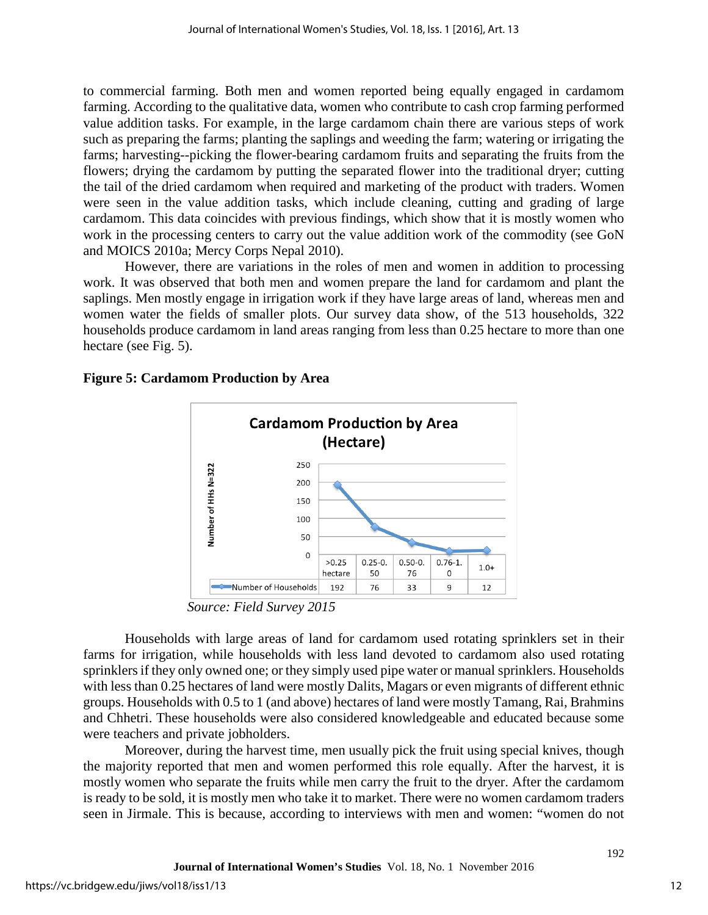to commercial farming. Both men and women reported being equally engaged in cardamom farming. According to the qualitative data, women who contribute to cash crop farming performed value addition tasks. For example, in the large cardamom chain there are various steps of work such as preparing the farms; planting the saplings and weeding the farm; watering or irrigating the farms; harvesting--picking the flower-bearing cardamom fruits and separating the fruits from the flowers; drying the cardamom by putting the separated flower into the traditional dryer; cutting the tail of the dried cardamom when required and marketing of the product with traders. Women were seen in the value addition tasks, which include cleaning, cutting and grading of large cardamom. This data coincides with previous findings, which show that it is mostly women who work in the processing centers to carry out the value addition work of the commodity (see GoN and MOICS 2010a; Mercy Corps Nepal 2010).

However, there are variations in the roles of men and women in addition to processing work. It was observed that both men and women prepare the land for cardamom and plant the saplings. Men mostly engage in irrigation work if they have large areas of land, whereas men and women water the fields of smaller plots. Our survey data show, of the 513 households, 322 households produce cardamom in land areas ranging from less than 0.25 hectare to more than one hectare (see Fig. 5).

**Figure 5: Cardamom Production by Area**

**Cardamom Production by Area (Hectare)**

| | >0.25 hectare | 0.25-0.50 | 0.50-0.76 | 0.76-1.0 | 1.0+ |
|---|---|---|---|---|---|
| Number of Households | 192 | 76 | 33 | 9 | 12 |

*Source: Field Survey 2015*

Households with large areas of land for cardamom used rotating sprinklers set in their farms for irrigation, while households with less land devoted to cardamom also used rotating sprinklers if they only owned one; or they simply used pipe water or manual sprinklers. Households with less than 0.25 hectares of land were mostly Dalits, Magars or even migrants of different ethnic groups. Households with 0.5 to 1 (and above) hectares of land were mostly Tamang, Rai, Brahmins and Chhetri. These households were also considered knowledgeable and educated because some were teachers and private jobholders.

Moreover, during the harvest time, men usually pick the fruit using special knives, though the majority reported that men and women performed this role equally. After the harvest, it is mostly women who separate the fruits while men carry the fruit to the dryer. After the cardamom is ready to be sold, it is mostly men who take it to market. There were no women cardamom traders seen in Jirmale. This is because, according to interviews with men and women: "women do not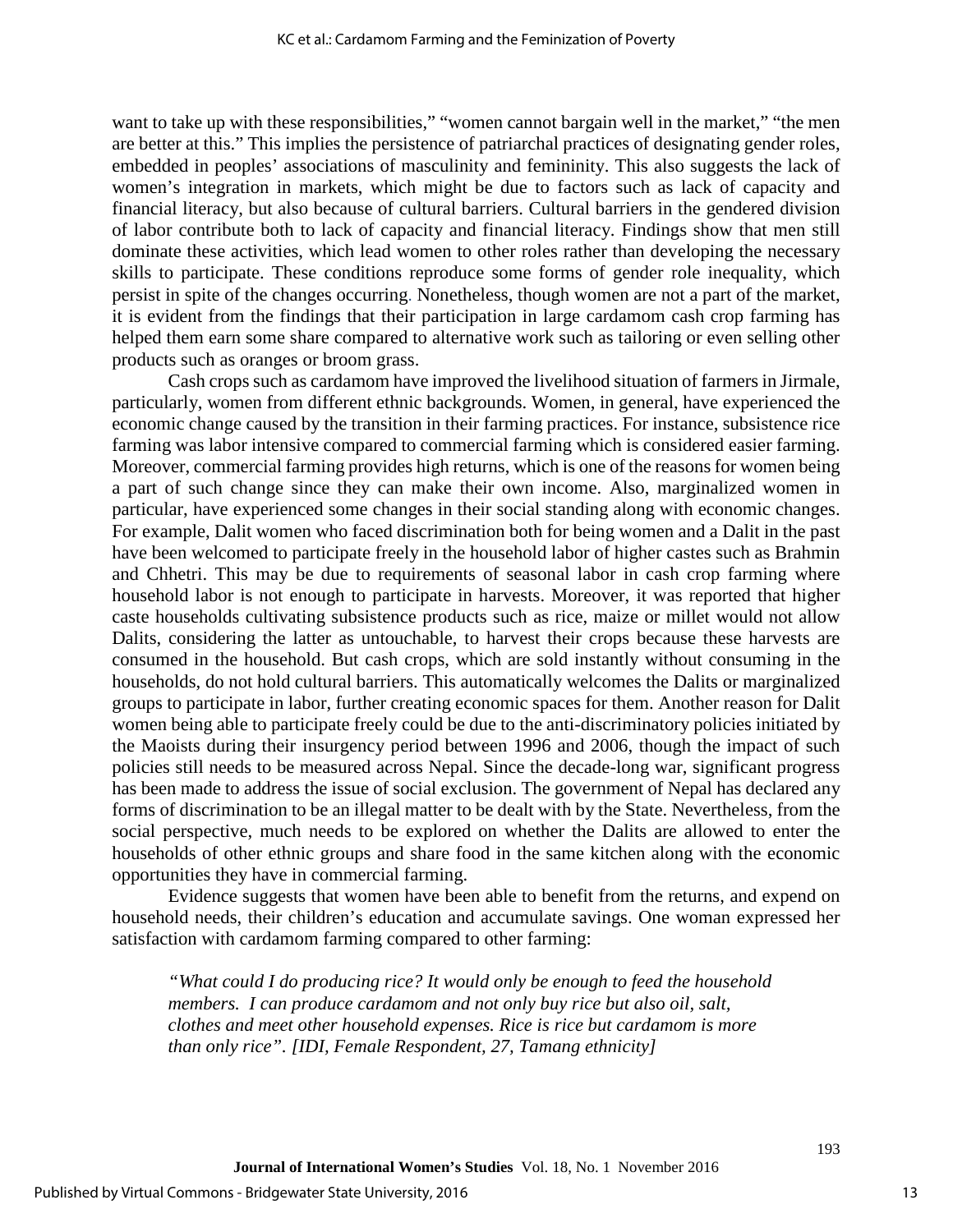want to take up with these responsibilities," "women cannot bargain well in the market," "the men are better at this." This implies the persistence of patriarchal practices of designating gender roles, embedded in peoples' associations of masculinity and femininity. This also suggests the lack of women's integration in markets, which might be due to factors such as lack of capacity and financial literacy, but also because of cultural barriers. Cultural barriers in the gendered division of labor contribute both to lack of capacity and financial literacy. Findings show that men still dominate these activities, which lead women to other roles rather than developing the necessary skills to participate. These conditions reproduce some forms of gender role inequality, which persist in spite of the changes occurring. Nonetheless, though women are not a part of the market, it is evident from the findings that their participation in large cardamom cash crop farming has helped them earn some share compared to alternative work such as tailoring or even selling other products such as oranges or broom grass.

Cash crops such as cardamom have improved the livelihood situation of farmers in Jirmale, particularly, women from different ethnic backgrounds. Women, in general, have experienced the economic change caused by the transition in their farming practices. For instance, subsistence rice farming was labor intensive compared to commercial farming which is considered easier farming. Moreover, commercial farming provides high returns, which is one of the reasons for women being a part of such change since they can make their own income. Also, marginalized women in particular, have experienced some changes in their social standing along with economic changes. For example, Dalit women who faced discrimination both for being women and a Dalit in the past have been welcomed to participate freely in the household labor of higher castes such as Brahmin and Chhetri. This may be due to requirements of seasonal labor in cash crop farming where household labor is not enough to participate in harvests. Moreover, it was reported that higher caste households cultivating subsistence products such as rice, maize or millet would not allow Dalits, considering the latter as untouchable, to harvest their crops because these harvests are consumed in the household. But cash crops, which are sold instantly without consuming in the households, do not hold cultural barriers. This automatically welcomes the Dalits or marginalized groups to participate in labor, further creating economic spaces for them. Another reason for Dalit women being able to participate freely could be due to the anti-discriminatory policies initiated by the Maoists during their insurgency period between 1996 and 2006, though the impact of such policies still needs to be measured across Nepal. Since the decade-long war, significant progress has been made to address the issue of social exclusion. The government of Nepal has declared any forms of discrimination to be an illegal matter to be dealt with by the State. Nevertheless, from the social perspective, much needs to be explored on whether the Dalits are allowed to enter the households of other ethnic groups and share food in the same kitchen along with the economic opportunities they have in commercial farming.

Evidence suggests that women have been able to benefit from the returns, and expend on household needs, their children's education and accumulate savings. One woman expressed her satisfaction with cardamom farming compared to other farming:

> *"What could I do producing rice? It would only be enough to feed the household members. I can produce cardamom and not only buy rice but also oil, salt, clothes and meet other household expenses. Rice is rice but cardamom is more than only rice". [IDI, Female Respondent, 27, Tamang ethnicity]*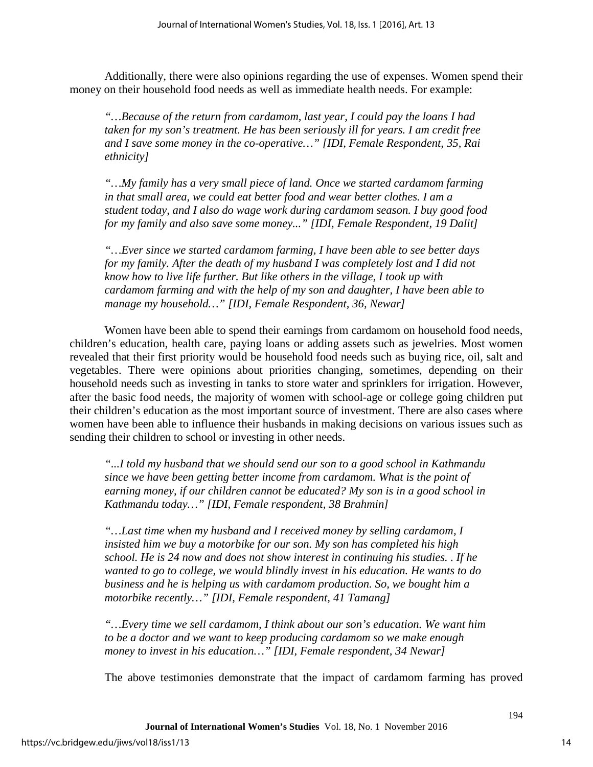Additionally, there were also opinions regarding the use of expenses. Women spend their money on their household food needs as well as immediate health needs. For example:

> *"…Because of the return from cardamom, last year, I could pay the loans I had taken for my son's treatment. He has been seriously ill for years. I am credit free and I save some money in the co-operative…" [IDI, Female Respondent, 35, Rai ethnicity]*

> *"…My family has a very small piece of land. Once we started cardamom farming in that small area, we could eat better food and wear better clothes. I am a student today, and I also do wage work during cardamom season. I buy good food for my family and also save some money..." [IDI, Female Respondent, 19 Dalit]*

> *"…Ever since we started cardamom farming, I have been able to see better days for my family. After the death of my husband I was completely lost and I did not know how to live life further. But like others in the village, I took up with cardamom farming and with the help of my son and daughter, I have been able to manage my household…" [IDI, Female Respondent, 36, Newar]*

Women have been able to spend their earnings from cardamom on household food needs, children's education, health care, paying loans or adding assets such as jewelries. Most women revealed that their first priority would be household food needs such as buying rice, oil, salt and vegetables. There were opinions about priorities changing, sometimes, depending on their household needs such as investing in tanks to store water and sprinklers for irrigation. However, after the basic food needs, the majority of women with school-age or college going children put their children's education as the most important source of investment. There are also cases where women have been able to influence their husbands in making decisions on various issues such as sending their children to school or investing in other needs.

> *"...I told my husband that we should send our son to a good school in Kathmandu since we have been getting better income from cardamom. What is the point of earning money, if our children cannot be educated? My son is in a good school in Kathmandu today…" [IDI, Female respondent, 38 Brahmin]*

> *"…Last time when my husband and I received money by selling cardamom, I insisted him we buy a motorbike for our son. My son has completed his high school. He is 24 now and does not show interest in continuing his studies. . If he wanted to go to college, we would blindly invest in his education. He wants to do business and he is helping us with cardamom production. So, we bought him a motorbike recently…" [IDI, Female respondent, 41 Tamang]*

> *"…Every time we sell cardamom, I think about our son's education. We want him to be a doctor and we want to keep producing cardamom so we make enough money to invest in his education…" [IDI, Female respondent, 34 Newar]*

The above testimonies demonstrate that the impact of cardamom farming has proved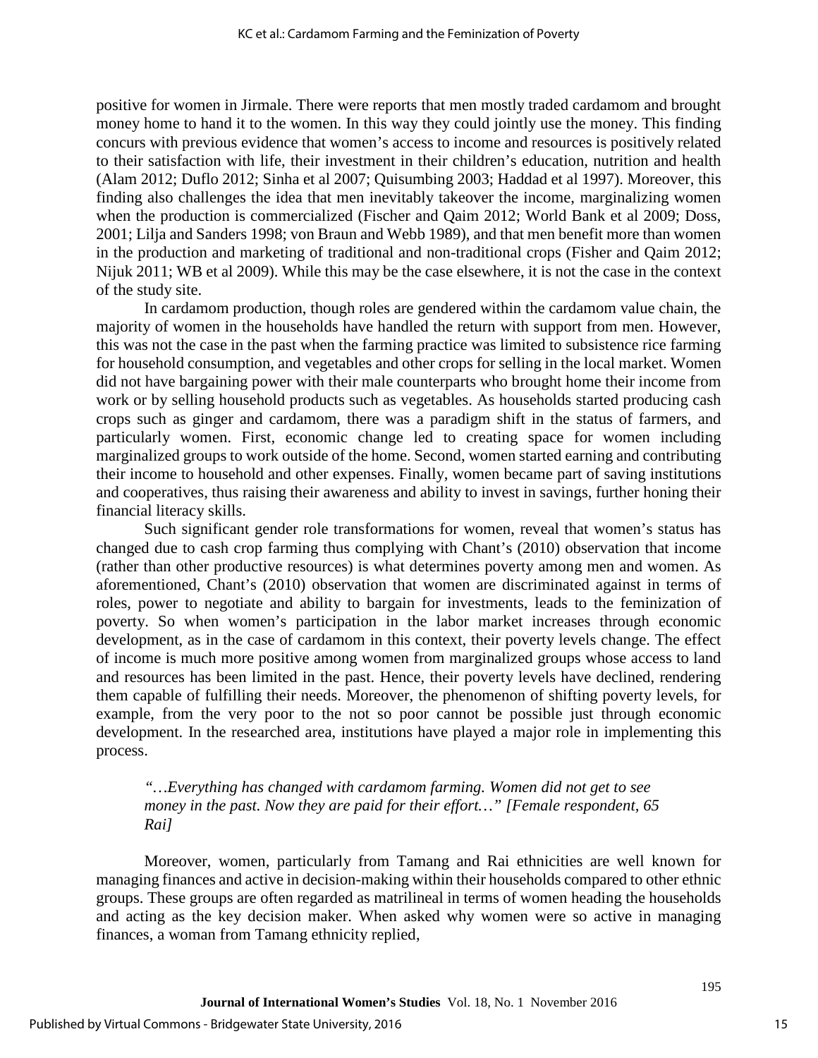positive for women in Jirmale. There were reports that men mostly traded cardamom and brought money home to hand it to the women. In this way they could jointly use the money. This finding concurs with previous evidence that women's access to income and resources is positively related to their satisfaction with life, their investment in their children's education, nutrition and health (Alam 2012; Duflo 2012; Sinha et al 2007; Quisumbing 2003; Haddad et al 1997). Moreover, this finding also challenges the idea that men inevitably takeover the income, marginalizing women when the production is commercialized (Fischer and Qaim 2012; World Bank et al 2009; Doss, 2001; Lilja and Sanders 1998; von Braun and Webb 1989), and that men benefit more than women in the production and marketing of traditional and non-traditional crops (Fisher and Qaim 2012; Nijuk 2011; WB et al 2009). While this may be the case elsewhere, it is not the case in the context of the study site.

In cardamom production, though roles are gendered within the cardamom value chain, the majority of women in the households have handled the return with support from men. However, this was not the case in the past when the farming practice was limited to subsistence rice farming for household consumption, and vegetables and other crops for selling in the local market. Women did not have bargaining power with their male counterparts who brought home their income from work or by selling household products such as vegetables. As households started producing cash crops such as ginger and cardamom, there was a paradigm shift in the status of farmers, and particularly women. First, economic change led to creating space for women including marginalized groups to work outside of the home. Second, women started earning and contributing their income to household and other expenses. Finally, women became part of saving institutions and cooperatives, thus raising their awareness and ability to invest in savings, further honing their financial literacy skills.

Such significant gender role transformations for women, reveal that women's status has changed due to cash crop farming thus complying with Chant's (2010) observation that income (rather than other productive resources) is what determines poverty among men and women. As aforementioned, Chant's (2010) observation that women are discriminated against in terms of roles, power to negotiate and ability to bargain for investments, leads to the feminization of poverty. So when women's participation in the labor market increases through economic development, as in the case of cardamom in this context, their poverty levels change. The effect of income is much more positive among women from marginalized groups whose access to land and resources has been limited in the past. Hence, their poverty levels have declined, rendering them capable of fulfilling their needs. Moreover, the phenomenon of shifting poverty levels, for example, from the very poor to the not so poor cannot be possible just through economic development. In the researched area, institutions have played a major role in implementing this process.

> *"…Everything has changed with cardamom farming. Women did not get to see money in the past. Now they are paid for their effort…" [Female respondent, 65 Rai]*

Moreover, women, particularly from Tamang and Rai ethnicities are well known for managing finances and active in decision-making within their households compared to other ethnic groups. These groups are often regarded as matrilineal in terms of women heading the households and acting as the key decision maker. When asked why women were so active in managing finances, a woman from Tamang ethnicity replied,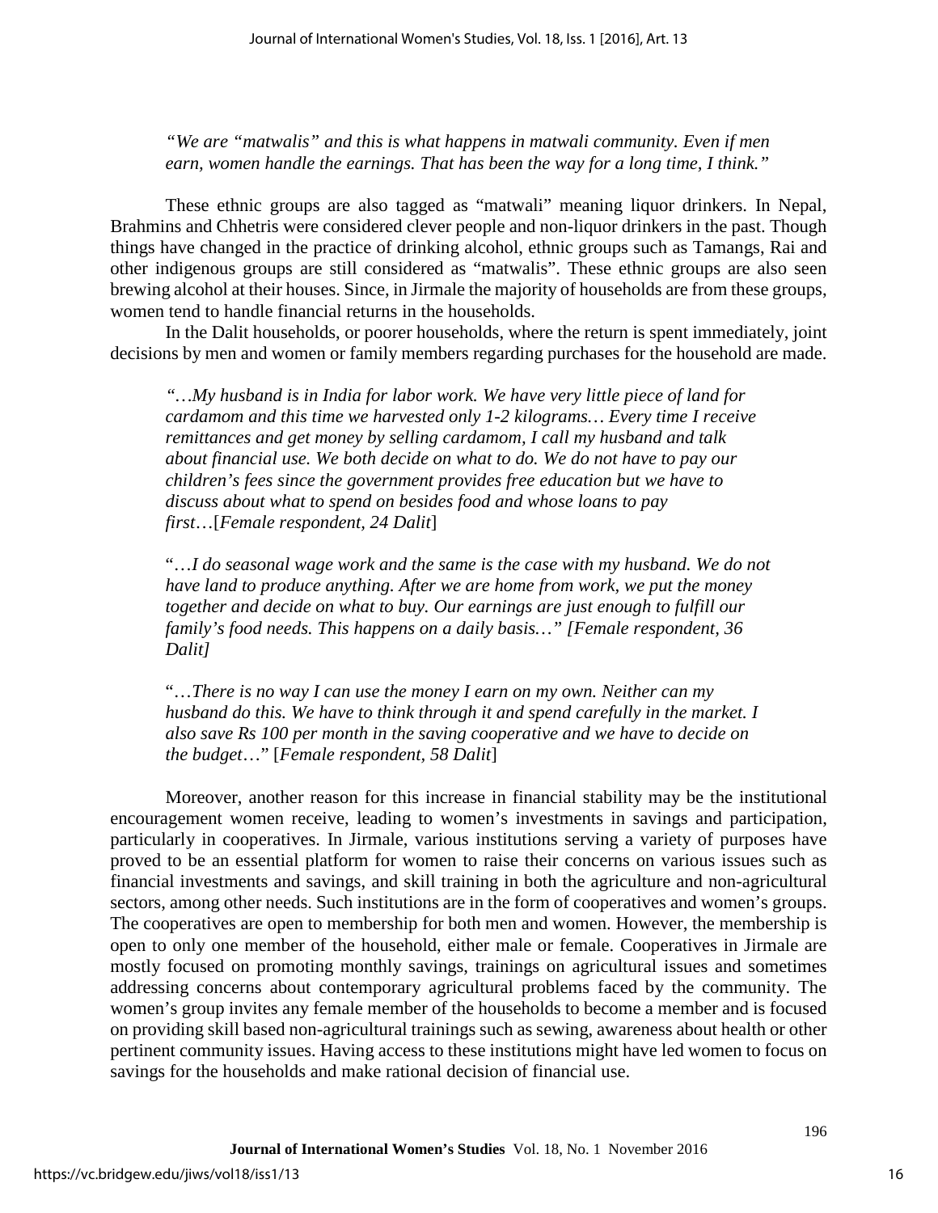*"We are "matwalis" and this is what happens in matwali community. Even if men earn, women handle the earnings. That has been the way for a long time, I think."*

These ethnic groups are also tagged as "matwali" meaning liquor drinkers. In Nepal, Brahmins and Chhetris were considered clever people and non-liquor drinkers in the past. Though things have changed in the practice of drinking alcohol, ethnic groups such as Tamangs, Rai and other indigenous groups are still considered as "matwalis". These ethnic groups are also seen brewing alcohol at their houses. Since, in Jirmale the majority of households are from these groups, women tend to handle financial returns in the households.

In the Dalit households, or poorer households, where the return is spent immediately, joint decisions by men and women or family members regarding purchases for the household are made.

*"…My husband is in India for labor work. We have very little piece of land for cardamom and this time we harvested only 1-2 kilograms… Every time I receive remittances and get money by selling cardamom, I call my husband and talk about financial use. We both decide on what to do. We do not have to pay our children's fees since the government provides free education but we have to discuss about what to spend on besides food and whose loans to pay first…*[*Female respondent, 24 Dalit*]

"*…I do seasonal wage work and the same is the case with my husband. We do not have land to produce anything. After we are home from work, we put the money together and decide on what to buy. Our earnings are just enough to fulfill our family's food needs. This happens on a daily basis…" [Female respondent, 36 Dalit]*

"*…There is no way I can use the money I earn on my own. Neither can my husband do this. We have to think through it and spend carefully in the market. I also save Rs 100 per month in the saving cooperative and we have to decide on the budget…*" [*Female respondent, 58 Dalit*]

Moreover, another reason for this increase in financial stability may be the institutional encouragement women receive, leading to women's investments in savings and participation, particularly in cooperatives. In Jirmale, various institutions serving a variety of purposes have proved to be an essential platform for women to raise their concerns on various issues such as financial investments and savings, and skill training in both the agriculture and non-agricultural sectors, among other needs. Such institutions are in the form of cooperatives and women's groups. The cooperatives are open to membership for both men and women. However, the membership is open to only one member of the household, either male or female. Cooperatives in Jirmale are mostly focused on promoting monthly savings, trainings on agricultural issues and sometimes addressing concerns about contemporary agricultural problems faced by the community. The women's group invites any female member of the households to become a member and is focused on providing skill based non-agricultural trainings such as sewing, awareness about health or other pertinent community issues. Having access to these institutions might have led women to focus on savings for the households and make rational decision of financial use.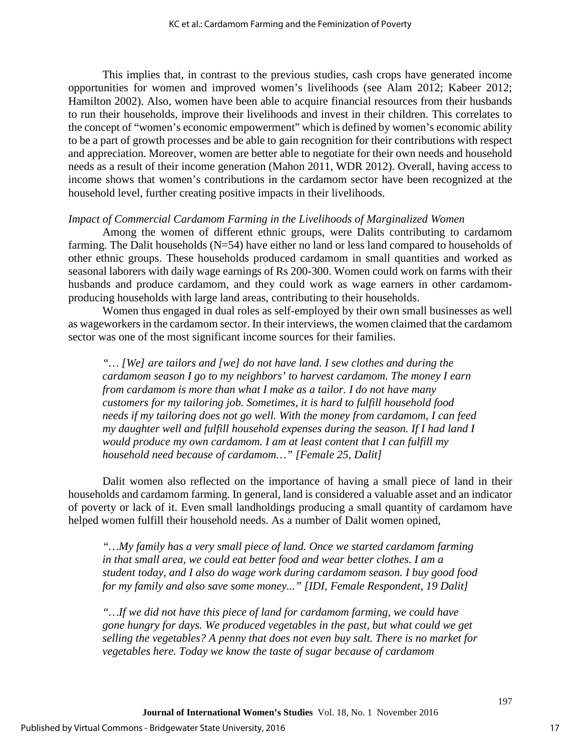This implies that, in contrast to the previous studies, cash crops have generated income opportunities for women and improved women's livelihoods (see Alam 2012; Kabeer 2012; Hamilton 2002). Also, women have been able to acquire financial resources from their husbands to run their households, improve their livelihoods and invest in their children. This correlates to the concept of "women's economic empowerment" which is defined by women's economic ability to be a part of growth processes and be able to gain recognition for their contributions with respect and appreciation. Moreover, women are better able to negotiate for their own needs and household needs as a result of their income generation (Mahon 2011, WDR 2012). Overall, having access to income shows that women's contributions in the cardamom sector have been recognized at the household level, further creating positive impacts in their livelihoods.

*Impact of Commercial Cardamom Farming in the Livelihoods of Marginalized Women*

Among the women of different ethnic groups, were Dalits contributing to cardamom farming. The Dalit households (N=54) have either no land or less land compared to households of other ethnic groups. These households produced cardamom in small quantities and worked as seasonal laborers with daily wage earnings of Rs 200-300. Women could work on farms with their husbands and produce cardamom, and they could work as wage earners in other cardamom-producing households with large land areas, contributing to their households.

Women thus engaged in dual roles as self-employed by their own small businesses as well as wageworkers in the cardamom sector. In their interviews, the women claimed that the cardamom sector was one of the most significant income sources for their families.

> *"… [We] are tailors and [we] do not have land. I sew clothes and during the cardamom season I go to my neighbors' to harvest cardamom. The money I earn from cardamom is more than what I make as a tailor. I do not have many customers for my tailoring job. Sometimes, it is hard to fulfill household food needs if my tailoring does not go well. With the money from cardamom, I can feed my daughter well and fulfill household expenses during the season. If I had land I would produce my own cardamom. I am at least content that I can fulfill my household need because of cardamom…" [Female 25, Dalit]*

Dalit women also reflected on the importance of having a small piece of land in their households and cardamom farming. In general, land is considered a valuable asset and an indicator of poverty or lack of it. Even small landholdings producing a small quantity of cardamom have helped women fulfill their household needs. As a number of Dalit women opined,

> *"…My family has a very small piece of land. Once we started cardamom farming in that small area, we could eat better food and wear better clothes. I am a student today, and I also do wage work during cardamom season. I buy good food for my family and also save some money..." [IDI, Female Respondent, 19 Dalit]*

> *"…If we did not have this piece of land for cardamom farming, we could have gone hungry for days. We produced vegetables in the past, but what could we get selling the vegetables? A penny that does not even buy salt. There is no market for vegetables here. Today we know the taste of sugar because of cardamom*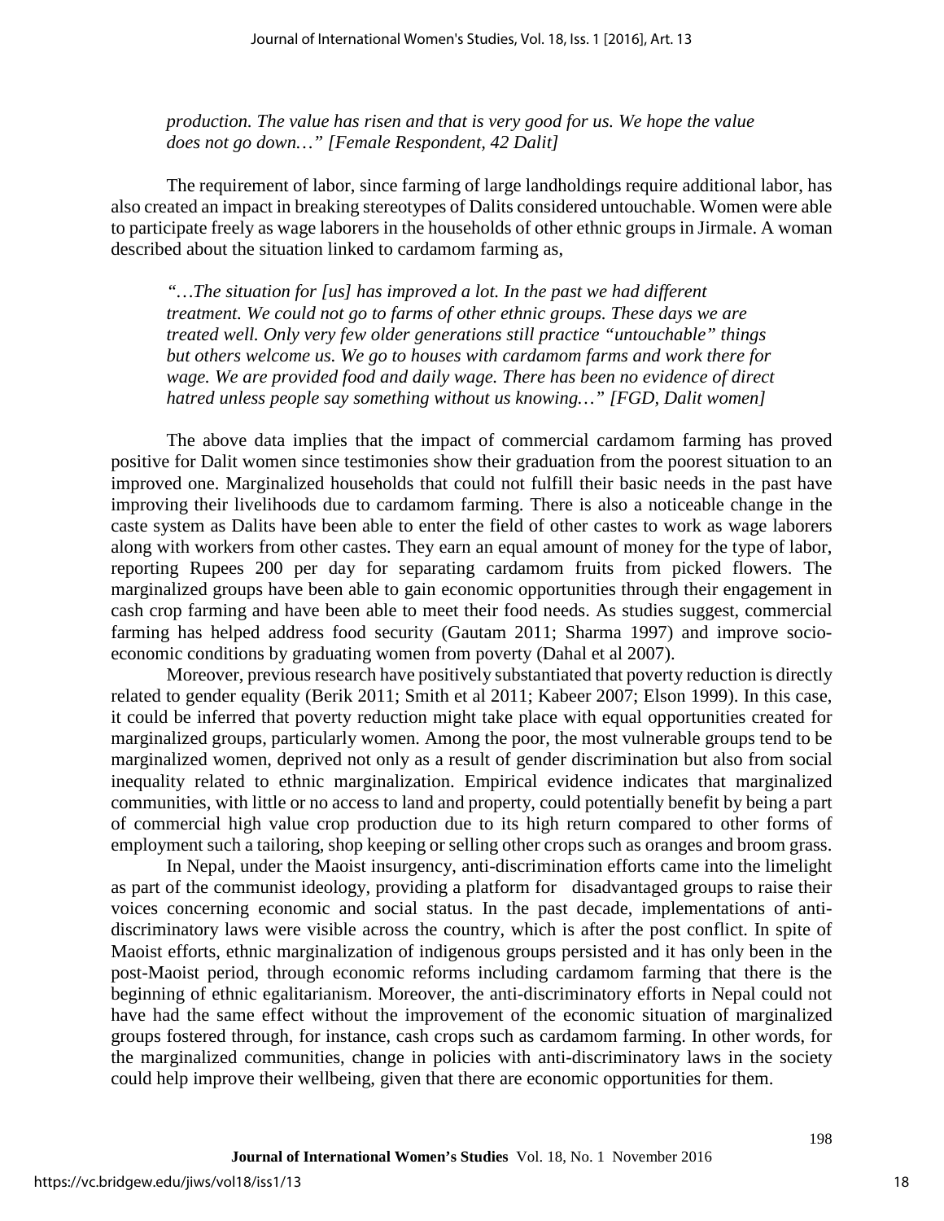*production. The value has risen and that is very good for us. We hope the value does not go down…" [Female Respondent, 42 Dalit]*

The requirement of labor, since farming of large landholdings require additional labor, has also created an impact in breaking stereotypes of Dalits considered untouchable. Women were able to participate freely as wage laborers in the households of other ethnic groups in Jirmale. A woman described about the situation linked to cardamom farming as,

*"…The situation for [us] has improved a lot. In the past we had different treatment. We could not go to farms of other ethnic groups. These days we are treated well. Only very few older generations still practice "untouchable" things but others welcome us. We go to houses with cardamom farms and work there for wage. We are provided food and daily wage. There has been no evidence of direct hatred unless people say something without us knowing…" [FGD, Dalit women]*

The above data implies that the impact of commercial cardamom farming has proved positive for Dalit women since testimonies show their graduation from the poorest situation to an improved one. Marginalized households that could not fulfill their basic needs in the past have improving their livelihoods due to cardamom farming. There is also a noticeable change in the caste system as Dalits have been able to enter the field of other castes to work as wage laborers along with workers from other castes. They earn an equal amount of money for the type of labor, reporting Rupees 200 per day for separating cardamom fruits from picked flowers. The marginalized groups have been able to gain economic opportunities through their engagement in cash crop farming and have been able to meet their food needs. As studies suggest, commercial farming has helped address food security (Gautam 2011; Sharma 1997) and improve socio-economic conditions by graduating women from poverty (Dahal et al 2007).

Moreover, previous research have positively substantiated that poverty reduction is directly related to gender equality (Berik 2011; Smith et al 2011; Kabeer 2007; Elson 1999). In this case, it could be inferred that poverty reduction might take place with equal opportunities created for marginalized groups, particularly women. Among the poor, the most vulnerable groups tend to be marginalized women, deprived not only as a result of gender discrimination but also from social inequality related to ethnic marginalization. Empirical evidence indicates that marginalized communities, with little or no access to land and property, could potentially benefit by being a part of commercial high value crop production due to its high return compared to other forms of employment such a tailoring, shop keeping or selling other crops such as oranges and broom grass.

In Nepal, under the Maoist insurgency, anti-discrimination efforts came into the limelight as part of the communist ideology, providing a platform for disadvantaged groups to raise their voices concerning economic and social status. In the past decade, implementations of anti-discriminatory laws were visible across the country, which is after the post conflict. In spite of Maoist efforts, ethnic marginalization of indigenous groups persisted and it has only been in the post-Maoist period, through economic reforms including cardamom farming that there is the beginning of ethnic egalitarianism. Moreover, the anti-discriminatory efforts in Nepal could not have had the same effect without the improvement of the economic situation of marginalized groups fostered through, for instance, cash crops such as cardamom farming. In other words, for the marginalized communities, change in policies with anti-discriminatory laws in the society could help improve their wellbeing, given that there are economic opportunities for them.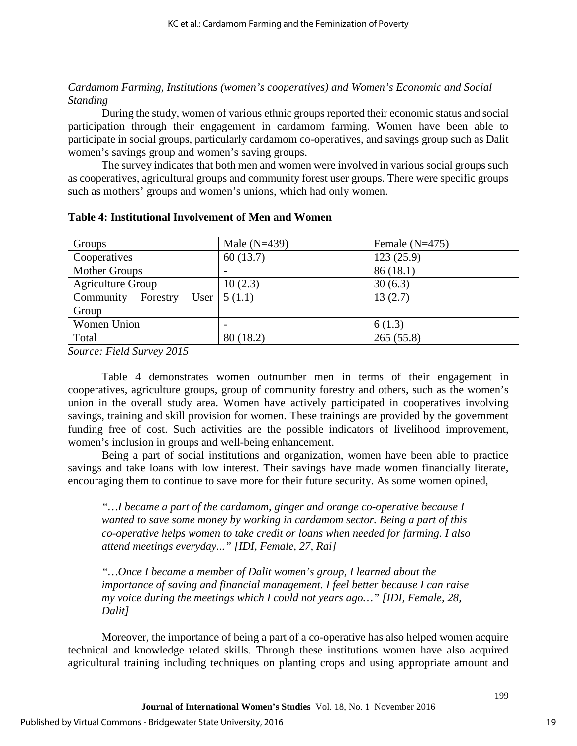*Cardamom Farming, Institutions (women's cooperatives) and Women's Economic and Social Standing*

During the study, women of various ethnic groups reported their economic status and social participation through their engagement in cardamom farming. Women have been able to participate in social groups, particularly cardamom co-operatives, and savings group such as Dalit women's savings group and women's saving groups.

The survey indicates that both men and women were involved in various social groups such as cooperatives, agricultural groups and community forest user groups. There were specific groups such as mothers' groups and women's unions, which had only women.

**Table 4: Institutional Involvement of Men and Women**

| Groups | Male (N=439) | Female (N=475) |
|---|---|---|
| Cooperatives | 60 (13.7) | 123 (25.9) |
| Mother Groups | - | 86 (18.1) |
| Agriculture Group | 10 (2.3) | 30 (6.3) |
| Community Forestry User Group | 5 (1.1) | 13 (2.7) |
| Women Union | - | 6 (1.3) |
| Total | 80 (18.2) | 265 (55.8) |

*Source: Field Survey 2015*

Table 4 demonstrates women outnumber men in terms of their engagement in cooperatives, agriculture groups, group of community forestry and others, such as the women's union in the overall study area. Women have actively participated in cooperatives involving savings, training and skill provision for women. These trainings are provided by the government funding free of cost. Such activities are the possible indicators of livelihood improvement, women's inclusion in groups and well-being enhancement.

Being a part of social institutions and organization, women have been able to practice savings and take loans with low interest. Their savings have made women financially literate, encouraging them to continue to save more for their future security. As some women opined,

> *"…I became a part of the cardamom, ginger and orange co-operative because I wanted to save some money by working in cardamom sector. Being a part of this co-operative helps women to take credit or loans when needed for farming. I also attend meetings everyday..." [IDI, Female, 27, Rai]*

> *"…Once I became a member of Dalit women's group, I learned about the importance of saving and financial management. I feel better because I can raise my voice during the meetings which I could not years ago…" [IDI, Female, 28, Dalit]*

Moreover, the importance of being a part of a co-operative has also helped women acquire technical and knowledge related skills. Through these institutions women have also acquired agricultural training including techniques on planting crops and using appropriate amount and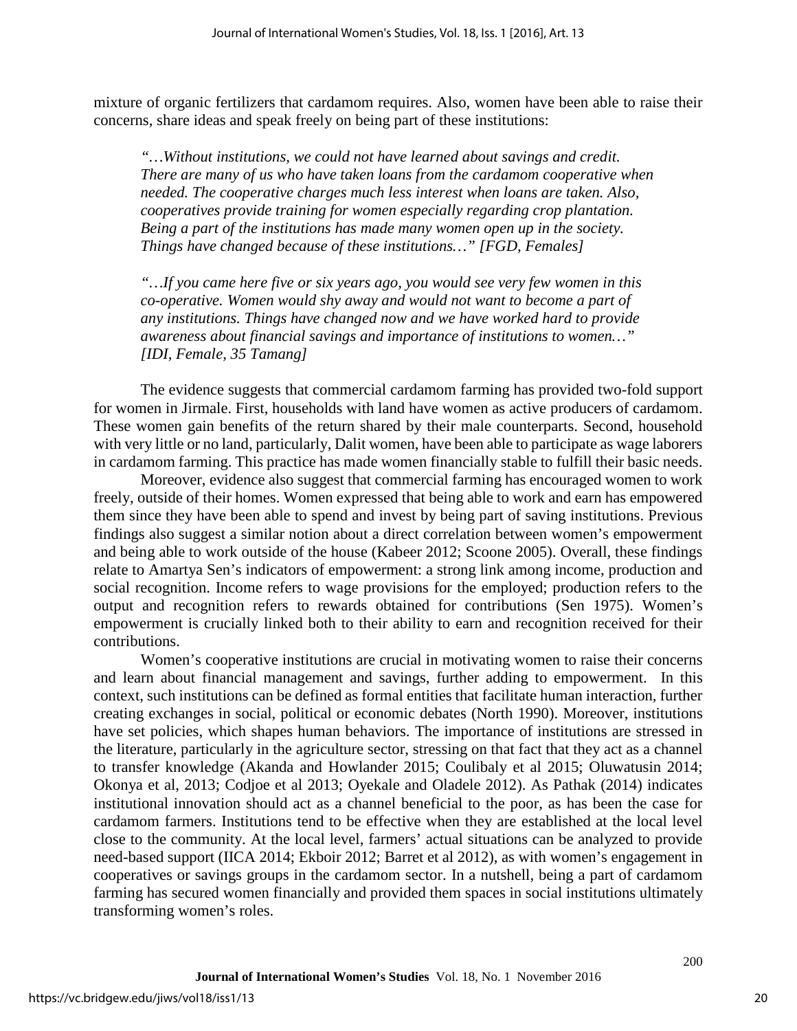mixture of organic fertilizers that cardamom requires. Also, women have been able to raise their concerns, share ideas and speak freely on being part of these institutions:

> *"…Without institutions, we could not have learned about savings and credit. There are many of us who have taken loans from the cardamom cooperative when needed. The cooperative charges much less interest when loans are taken. Also, cooperatives provide training for women especially regarding crop plantation. Being a part of the institutions has made many women open up in the society. Things have changed because of these institutions…" [FGD, Females]*

> *"…If you came here five or six years ago, you would see very few women in this co-operative. Women would shy away and would not want to become a part of any institutions. Things have changed now and we have worked hard to provide awareness about financial savings and importance of institutions to women…" [IDI, Female, 35 Tamang]*

The evidence suggests that commercial cardamom farming has provided two-fold support for women in Jirmale. First, households with land have women as active producers of cardamom. These women gain benefits of the return shared by their male counterparts. Second, household with very little or no land, particularly, Dalit women, have been able to participate as wage laborers in cardamom farming. This practice has made women financially stable to fulfill their basic needs.

Moreover, evidence also suggest that commercial farming has encouraged women to work freely, outside of their homes. Women expressed that being able to work and earn has empowered them since they have been able to spend and invest by being part of saving institutions. Previous findings also suggest a similar notion about a direct correlation between women's empowerment and being able to work outside of the house (Kabeer 2012; Scoone 2005). Overall, these findings relate to Amartya Sen's indicators of empowerment: a strong link among income, production and social recognition. Income refers to wage provisions for the employed; production refers to the output and recognition refers to rewards obtained for contributions (Sen 1975). Women's empowerment is crucially linked both to their ability to earn and recognition received for their contributions.

Women's cooperative institutions are crucial in motivating women to raise their concerns and learn about financial management and savings, further adding to empowerment. In this context, such institutions can be defined as formal entities that facilitate human interaction, further creating exchanges in social, political or economic debates (North 1990). Moreover, institutions have set policies, which shapes human behaviors. The importance of institutions are stressed in the literature, particularly in the agriculture sector, stressing on that fact that they act as a channel to transfer knowledge (Akanda and Howlander 2015; Coulibaly et al 2015; Oluwatusin 2014; Okonya et al, 2013; Codjoe et al 2013; Oyekale and Oladele 2012). As Pathak (2014) indicates institutional innovation should act as a channel beneficial to the poor, as has been the case for cardamom farmers. Institutions tend to be effective when they are established at the local level close to the community. At the local level, farmers' actual situations can be analyzed to provide need-based support (IICA 2014; Ekboir 2012; Barret et al 2012), as with women's engagement in cooperatives or savings groups in the cardamom sector. In a nutshell, being a part of cardamom farming has secured women financially and provided them spaces in social institutions ultimately transforming women's roles.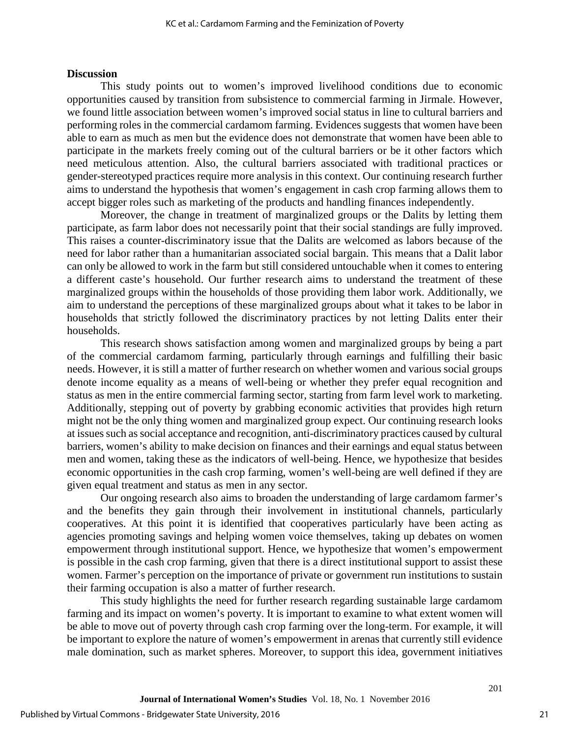## Discussion

This study points out to women's improved livelihood conditions due to economic opportunities caused by transition from subsistence to commercial farming in Jirmale. However, we found little association between women's improved social status in line to cultural barriers and performing roles in the commercial cardamom farming. Evidences suggests that women have been able to earn as much as men but the evidence does not demonstrate that women have been able to participate in the markets freely coming out of the cultural barriers or be it other factors which need meticulous attention. Also, the cultural barriers associated with traditional practices or gender-stereotyped practices require more analysis in this context. Our continuing research further aims to understand the hypothesis that women's engagement in cash crop farming allows them to accept bigger roles such as marketing of the products and handling finances independently.

Moreover, the change in treatment of marginalized groups or the Dalits by letting them participate, as farm labor does not necessarily point that their social standings are fully improved. This raises a counter-discriminatory issue that the Dalits are welcomed as labors because of the need for labor rather than a humanitarian associated social bargain. This means that a Dalit labor can only be allowed to work in the farm but still considered untouchable when it comes to entering a different caste's household. Our further research aims to understand the treatment of these marginalized groups within the households of those providing them labor work. Additionally, we aim to understand the perceptions of these marginalized groups about what it takes to be labor in households that strictly followed the discriminatory practices by not letting Dalits enter their households.

This research shows satisfaction among women and marginalized groups by being a part of the commercial cardamom farming, particularly through earnings and fulfilling their basic needs. However, it is still a matter of further research on whether women and various social groups denote income equality as a means of well-being or whether they prefer equal recognition and status as men in the entire commercial farming sector, starting from farm level work to marketing. Additionally, stepping out of poverty by grabbing economic activities that provides high return might not be the only thing women and marginalized group expect. Our continuing research looks at issues such as social acceptance and recognition, anti-discriminatory practices caused by cultural barriers, women's ability to make decision on finances and their earnings and equal status between men and women, taking these as the indicators of well-being. Hence, we hypothesize that besides economic opportunities in the cash crop farming, women's well-being are well defined if they are given equal treatment and status as men in any sector.

Our ongoing research also aims to broaden the understanding of large cardamom farmer's and the benefits they gain through their involvement in institutional channels, particularly cooperatives. At this point it is identified that cooperatives particularly have been acting as agencies promoting savings and helping women voice themselves, taking up debates on women empowerment through institutional support. Hence, we hypothesize that women's empowerment is possible in the cash crop farming, given that there is a direct institutional support to assist these women. Farmer's perception on the importance of private or government run institutions to sustain their farming occupation is also a matter of further research.

This study highlights the need for further research regarding sustainable large cardamom farming and its impact on women's poverty. It is important to examine to what extent women will be able to move out of poverty through cash crop farming over the long-term. For example, it will be important to explore the nature of women's empowerment in arenas that currently still evidence male domination, such as market spheres. Moreover, to support this idea, government initiatives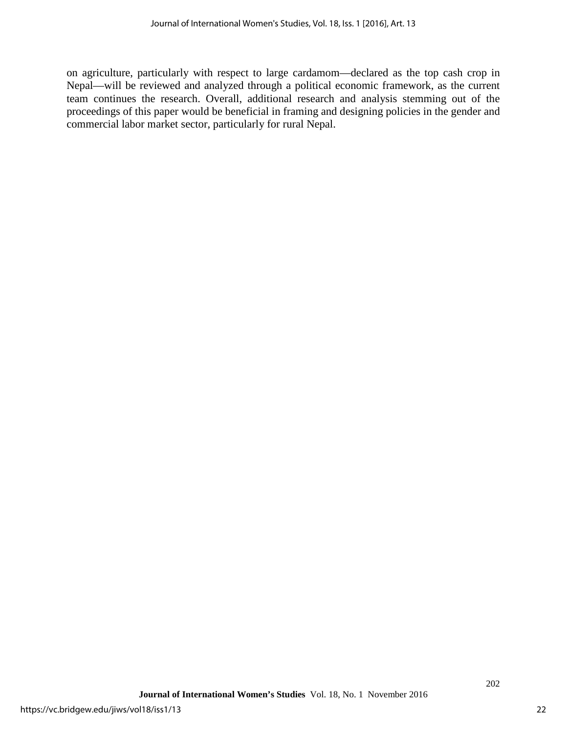on agriculture, particularly with respect to large cardamom—declared as the top cash crop in Nepal—will be reviewed and analyzed through a political economic framework, as the current team continues the research. Overall, additional research and analysis stemming out of the proceedings of this paper would be beneficial in framing and designing policies in the gender and commercial labor market sector, particularly for rural Nepal.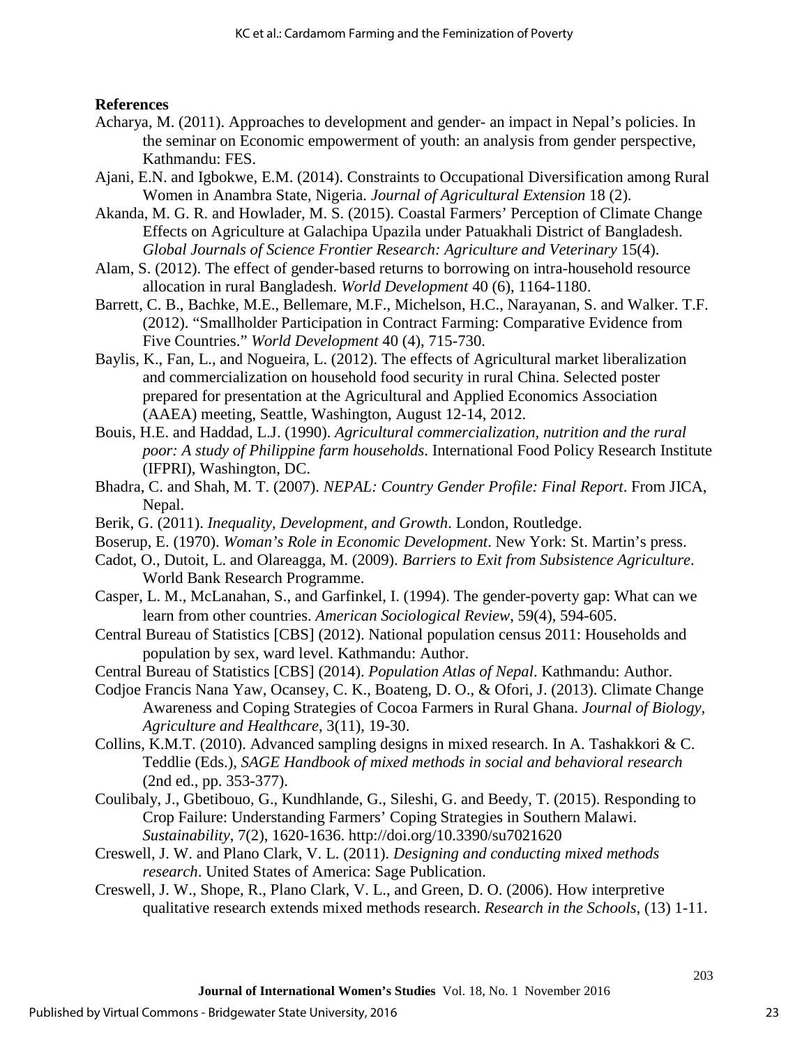**References**

Acharya, M. (2011). Approaches to development and gender- an impact in Nepal's policies. In the seminar on Economic empowerment of youth: an analysis from gender perspective, Kathmandu: FES.

Ajani, E.N. and Igbokwe, E.M. (2014). Constraints to Occupational Diversification among Rural Women in Anambra State, Nigeria. *Journal of Agricultural Extension* 18 (2).

Akanda, M. G. R. and Howlader, M. S. (2015). Coastal Farmers' Perception of Climate Change Effects on Agriculture at Galachipa Upazila under Patuakhali District of Bangladesh. *Global Journals of Science Frontier Research: Agriculture and Veterinary* 15(4).

Alam, S. (2012). The effect of gender-based returns to borrowing on intra-household resource allocation in rural Bangladesh. *World Development* 40 (6), 1164-1180.

Barrett, C. B., Bachke, M.E., Bellemare, M.F., Michelson, H.C., Narayanan, S. and Walker. T.F. (2012). "Smallholder Participation in Contract Farming: Comparative Evidence from Five Countries." *World Development* 40 (4), 715-730.

Baylis, K., Fan, L., and Nogueira, L. (2012). The effects of Agricultural market liberalization and commercialization on household food security in rural China. Selected poster prepared for presentation at the Agricultural and Applied Economics Association (AAEA) meeting, Seattle, Washington, August 12-14, 2012.

Bouis, H.E. and Haddad, L.J. (1990). *Agricultural commercialization, nutrition and the rural poor: A study of Philippine farm households*. International Food Policy Research Institute (IFPRI), Washington, DC.

Bhadra, C. and Shah, M. T. (2007). *NEPAL: Country Gender Profile: Final Report*. From JICA, Nepal.

Berik, G. (2011). *Inequality, Development, and Growth*. London, Routledge.

Boserup, E. (1970). *Woman's Role in Economic Development*. New York: St. Martin's press.

Cadot, O., Dutoit, L. and Olareagga, M. (2009). *Barriers to Exit from Subsistence Agriculture*. World Bank Research Programme.

Casper, L. M., McLanahan, S., and Garfinkel, I. (1994). The gender-poverty gap: What can we learn from other countries. *American Sociological Review*, 59(4), 594-605.

Central Bureau of Statistics [CBS] (2012). National population census 2011: Households and population by sex, ward level. Kathmandu: Author.

Central Bureau of Statistics [CBS] (2014). *Population Atlas of Nepal*. Kathmandu: Author.

Codjoe Francis Nana Yaw, Ocansey, C. K., Boateng, D. O., & Ofori, J. (2013). Climate Change Awareness and Coping Strategies of Cocoa Farmers in Rural Ghana. *Journal of Biology, Agriculture and Healthcare*, 3(11), 19-30.

Collins, K.M.T. (2010). Advanced sampling designs in mixed research. In A. Tashakkori & C. Teddlie (Eds.), *SAGE Handbook of mixed methods in social and behavioral research* (2nd ed., pp. 353-377).

Coulibaly, J., Gbetibouo, G., Kundhlande, G., Sileshi, G. and Beedy, T. (2015). Responding to Crop Failure: Understanding Farmers' Coping Strategies in Southern Malawi. *Sustainability*, 7(2), 1620-1636. http://doi.org/10.3390/su7021620

Creswell, J. W. and Plano Clark, V. L. (2011). *Designing and conducting mixed methods research*. United States of America: Sage Publication.

Creswell, J. W., Shope, R., Plano Clark, V. L., and Green, D. O. (2006). How interpretive qualitative research extends mixed methods research. *Research in the Schools*, (13) 1-11.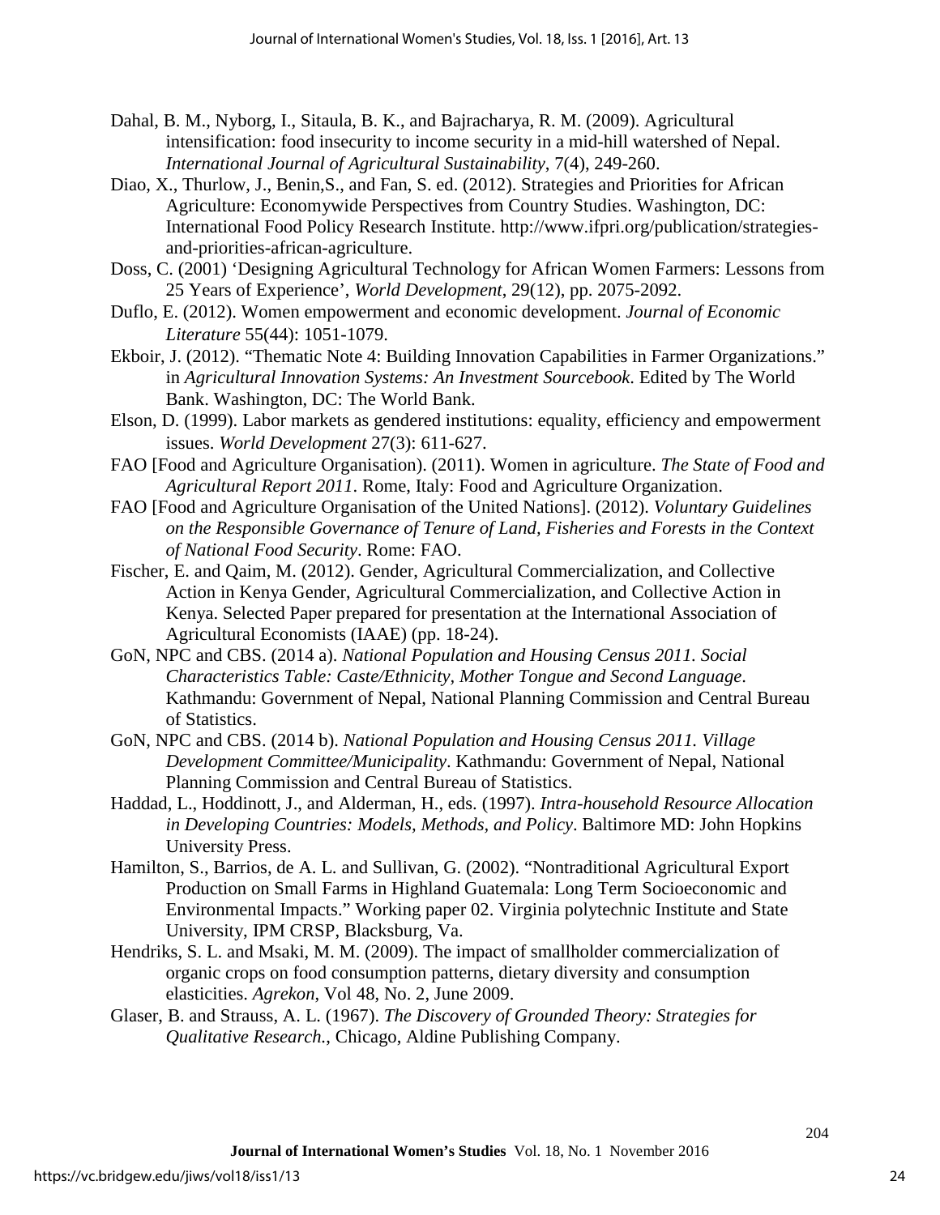Dahal, B. M., Nyborg, I., Sitaula, B. K., and Bajracharya, R. M. (2009). Agricultural intensification: food insecurity to income security in a mid-hill watershed of Nepal. *International Journal of Agricultural Sustainability*, 7(4), 249-260.

Diao, X., Thurlow, J., Benin,S., and Fan, S. ed. (2012). Strategies and Priorities for African Agriculture: Economywide Perspectives from Country Studies. Washington, DC: International Food Policy Research Institute. http://www.ifpri.org/publication/strategies-and-priorities-african-agriculture.

Doss, C. (2001) 'Designing Agricultural Technology for African Women Farmers: Lessons from 25 Years of Experience', *World Development*, 29(12), pp. 2075-2092.

Duflo, E. (2012). Women empowerment and economic development. *Journal of Economic Literature* 55(44): 1051-1079.

Ekboir, J. (2012). "Thematic Note 4: Building Innovation Capabilities in Farmer Organizations." in *Agricultural Innovation Systems: An Investment Sourcebook*. Edited by The World Bank. Washington, DC: The World Bank.

Elson, D. (1999). Labor markets as gendered institutions: equality, efficiency and empowerment issues. *World Development* 27(3): 611-627.

FAO [Food and Agriculture Organisation). (2011). Women in agriculture. *The State of Food and Agricultural Report 2011*. Rome, Italy: Food and Agriculture Organization.

FAO [Food and Agriculture Organisation of the United Nations]. (2012). *Voluntary Guidelines on the Responsible Governance of Tenure of Land, Fisheries and Forests in the Context of National Food Security*. Rome: FAO.

Fischer, E. and Qaim, M. (2012). Gender, Agricultural Commercialization, and Collective Action in Kenya Gender, Agricultural Commercialization, and Collective Action in Kenya. Selected Paper prepared for presentation at the International Association of Agricultural Economists (IAAE) (pp. 18-24).

GoN, NPC and CBS. (2014 a). *National Population and Housing Census 2011. Social Characteristics Table: Caste/Ethnicity, Mother Tongue and Second Language*. Kathmandu: Government of Nepal, National Planning Commission and Central Bureau of Statistics.

GoN, NPC and CBS. (2014 b). *National Population and Housing Census 2011. Village Development Committee/Municipality*. Kathmandu: Government of Nepal, National Planning Commission and Central Bureau of Statistics.

Haddad, L., Hoddinott, J., and Alderman, H., eds. (1997). *Intra-household Resource Allocation in Developing Countries: Models, Methods, and Policy*. Baltimore MD: John Hopkins University Press.

Hamilton, S., Barrios, de A. L. and Sullivan, G. (2002). "Nontraditional Agricultural Export Production on Small Farms in Highland Guatemala: Long Term Socioeconomic and Environmental Impacts." Working paper 02. Virginia polytechnic Institute and State University, IPM CRSP, Blacksburg, Va.

Hendriks, S. L. and Msaki, M. M. (2009). The impact of smallholder commercialization of organic crops on food consumption patterns, dietary diversity and consumption elasticities. *Agrekon*, Vol 48, No. 2, June 2009.

Glaser, B. and Strauss, A. L. (1967). *The Discovery of Grounded Theory: Strategies for Qualitative Research.*, Chicago, Aldine Publishing Company.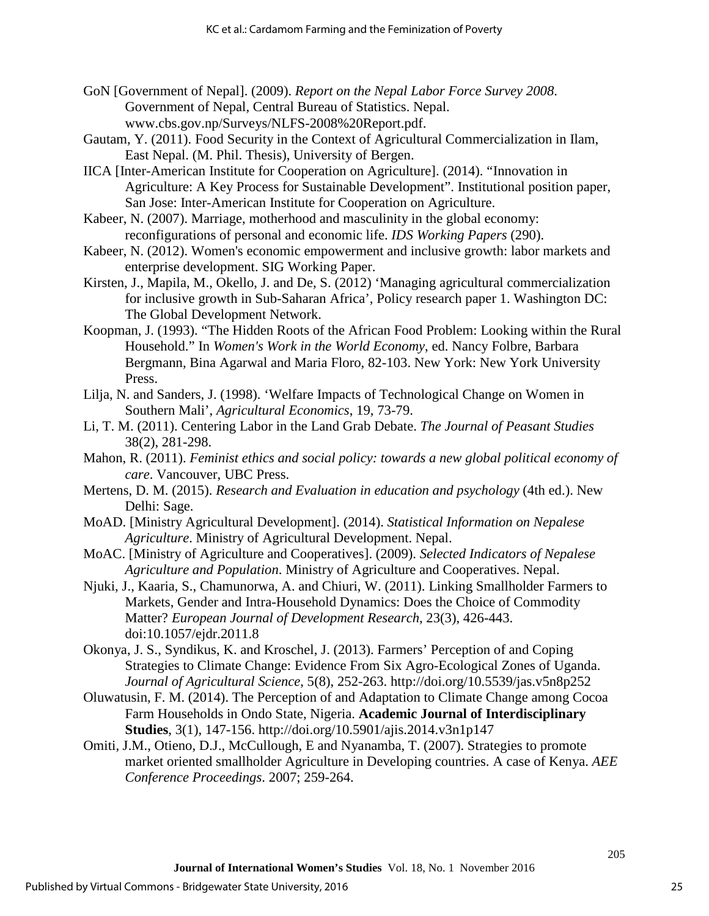GoN [Government of Nepal]. (2009). *Report on the Nepal Labor Force Survey 2008*. Government of Nepal, Central Bureau of Statistics. Nepal. www.cbs.gov.np/Surveys/NLFS-2008%20Report.pdf.

Gautam, Y. (2011). Food Security in the Context of Agricultural Commercialization in Ilam, East Nepal. (M. Phil. Thesis), University of Bergen.

IICA [Inter-American Institute for Cooperation on Agriculture]. (2014). "Innovation in Agriculture: A Key Process for Sustainable Development". Institutional position paper, San Jose: Inter-American Institute for Cooperation on Agriculture.

Kabeer, N. (2007). Marriage, motherhood and masculinity in the global economy: reconfigurations of personal and economic life. *IDS Working Papers* (290).

Kabeer, N. (2012). Women's economic empowerment and inclusive growth: labor markets and enterprise development. SIG Working Paper.

Kirsten, J., Mapila, M., Okello, J. and De, S. (2012) 'Managing agricultural commercialization for inclusive growth in Sub-Saharan Africa', Policy research paper 1. Washington DC: The Global Development Network.

Koopman, J. (1993). "The Hidden Roots of the African Food Problem: Looking within the Rural Household." In *Women's Work in the World Economy*, ed. Nancy Folbre, Barbara Bergmann, Bina Agarwal and Maria Floro, 82-103. New York: New York University Press.

Lilja, N. and Sanders, J. (1998). 'Welfare Impacts of Technological Change on Women in Southern Mali', *Agricultural Economics*, 19, 73-79.

Li, T. M. (2011). Centering Labor in the Land Grab Debate. *The Journal of Peasant Studies* 38(2), 281-298.

Mahon, R. (2011). *Feminist ethics and social policy: towards a new global political economy of care*. Vancouver, UBC Press.

Mertens, D. M. (2015). *Research and Evaluation in education and psychology* (4th ed.). New Delhi: Sage.

MoAD. [Ministry Agricultural Development]. (2014). *Statistical Information on Nepalese Agriculture*. Ministry of Agricultural Development. Nepal.

MoAC. [Ministry of Agriculture and Cooperatives]. (2009). *Selected Indicators of Nepalese Agriculture and Population*. Ministry of Agriculture and Cooperatives. Nepal.

Njuki, J., Kaaria, S., Chamunorwa, A. and Chiuri, W. (2011). Linking Smallholder Farmers to Markets, Gender and Intra-Household Dynamics: Does the Choice of Commodity Matter? *European Journal of Development Research*, 23(3), 426-443. doi:10.1057/ejdr.2011.8

Okonya, J. S., Syndikus, K. and Kroschel, J. (2013). Farmers' Perception of and Coping Strategies to Climate Change: Evidence From Six Agro-Ecological Zones of Uganda. *Journal of Agricultural Science*, 5(8), 252-263. http://doi.org/10.5539/jas.v5n8p252

Oluwatusin, F. M. (2014). The Perception of and Adaptation to Climate Change among Cocoa Farm Households in Ondo State, Nigeria. **Academic Journal of Interdisciplinary Studies**, 3(1), 147-156. http://doi.org/10.5901/ajis.2014.v3n1p147

Omiti, J.M., Otieno, D.J., McCullough, E and Nyanamba, T. (2007). Strategies to promote market oriented smallholder Agriculture in Developing countries. A case of Kenya. *AEE Conference Proceedings*. 2007; 259-264.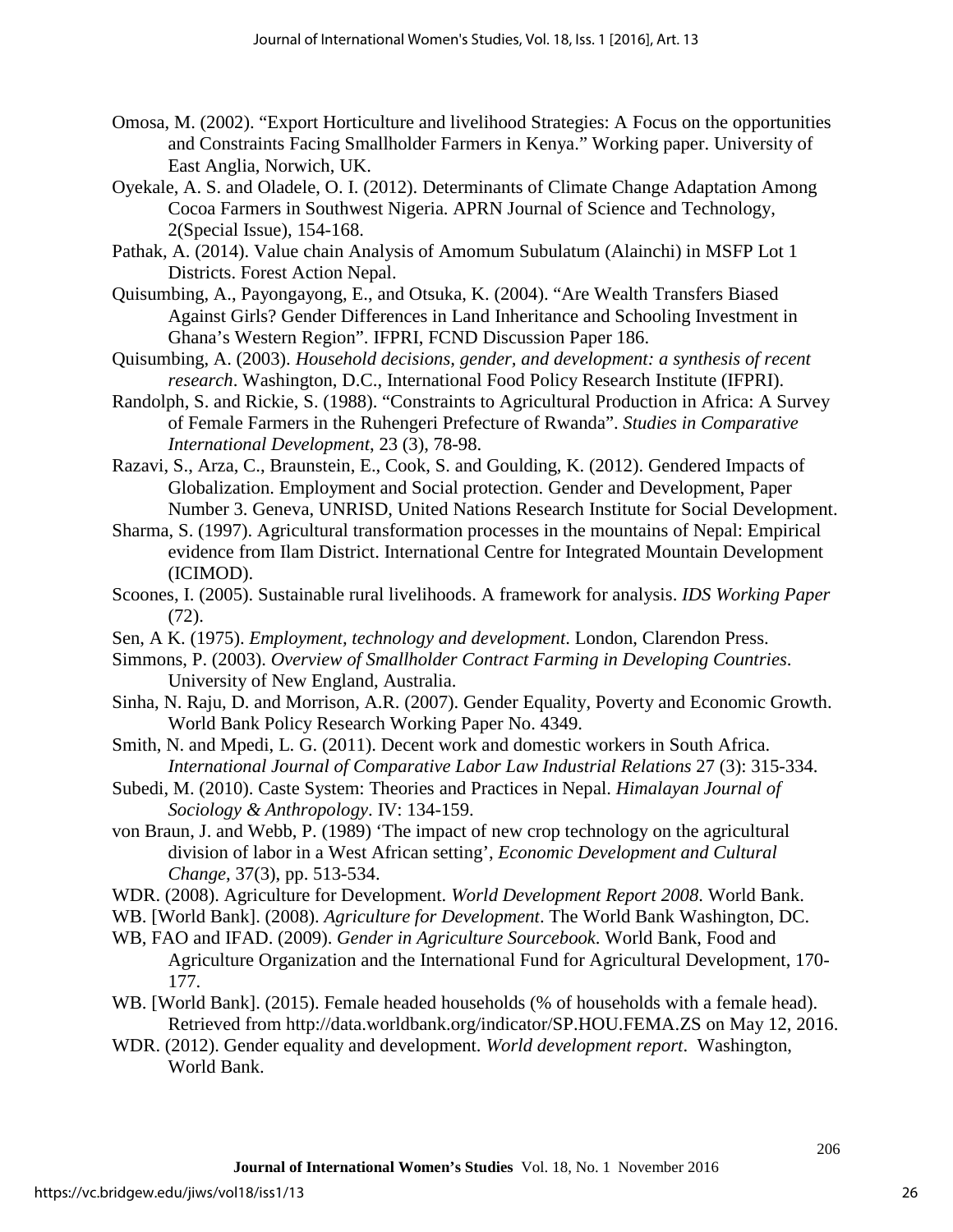Omosa, M. (2002). “Export Horticulture and livelihood Strategies: A Focus on the opportunities and Constraints Facing Smallholder Farmers in Kenya.” Working paper. University of East Anglia, Norwich, UK.

Oyekale, A. S. and Oladele, O. I. (2012). Determinants of Climate Change Adaptation Among Cocoa Farmers in Southwest Nigeria. APRN Journal of Science and Technology, 2(Special Issue), 154-168.

Pathak, A. (2014). Value chain Analysis of Amomum Subulatum (Alainchi) in MSFP Lot 1 Districts. Forest Action Nepal.

Quisumbing, A., Payongayong, E., and Otsuka, K. (2004). “Are Wealth Transfers Biased Against Girls? Gender Differences in Land Inheritance and Schooling Investment in Ghana’s Western Region”. IFPRI, FCND Discussion Paper 186.

Quisumbing, A. (2003). *Household decisions, gender, and development: a synthesis of recent research*. Washington, D.C., International Food Policy Research Institute (IFPRI).

Randolph, S. and Rickie, S. (1988). “Constraints to Agricultural Production in Africa: A Survey of Female Farmers in the Ruhengeri Prefecture of Rwanda”. *Studies in Comparative International Development*, 23 (3), 78-98.

Razavi, S., Arza, C., Braunstein, E., Cook, S. and Goulding, K. (2012). Gendered Impacts of Globalization. Employment and Social protection. Gender and Development, Paper Number 3. Geneva, UNRISD, United Nations Research Institute for Social Development.

Sharma, S. (1997). Agricultural transformation processes in the mountains of Nepal: Empirical evidence from Ilam District. International Centre for Integrated Mountain Development (ICIMOD).

Scoones, I. (2005). Sustainable rural livelihoods. A framework for analysis. *IDS Working Paper* (72).

Sen, A K. (1975). *Employment, technology and development*. London, Clarendon Press.

Simmons, P. (2003). *Overview of Smallholder Contract Farming in Developing Countries*. University of New England, Australia.

Sinha, N. Raju, D. and Morrison, A.R. (2007). Gender Equality, Poverty and Economic Growth. World Bank Policy Research Working Paper No. 4349.

Smith, N. and Mpedi, L. G. (2011). Decent work and domestic workers in South Africa. *International Journal of Comparative Labor Law Industrial Relations* 27 (3): 315-334.

Subedi, M. (2010). Caste System: Theories and Practices in Nepal. *Himalayan Journal of Sociology & Anthropology*. IV: 134-159.

von Braun, J. and Webb, P. (1989) ‘The impact of new crop technology on the agricultural division of labor in a West African setting’, *Economic Development and Cultural Change*, 37(3), pp. 513-534.

WDR. (2008). Agriculture for Development. *World Development Report 2008*. World Bank.

WB. [World Bank]. (2008). *Agriculture for Development*. The World Bank Washington, DC.

WB, FAO and IFAD. (2009). *Gender in Agriculture Sourcebook*. World Bank, Food and Agriculture Organization and the International Fund for Agricultural Development, 170-177.

WB. [World Bank]. (2015). Female headed households (% of households with a female head). Retrieved from http://data.worldbank.org/indicator/SP.HOU.FEMA.ZS on May 12, 2016.

WDR. (2012). Gender equality and development. *World development report*. Washington, World Bank.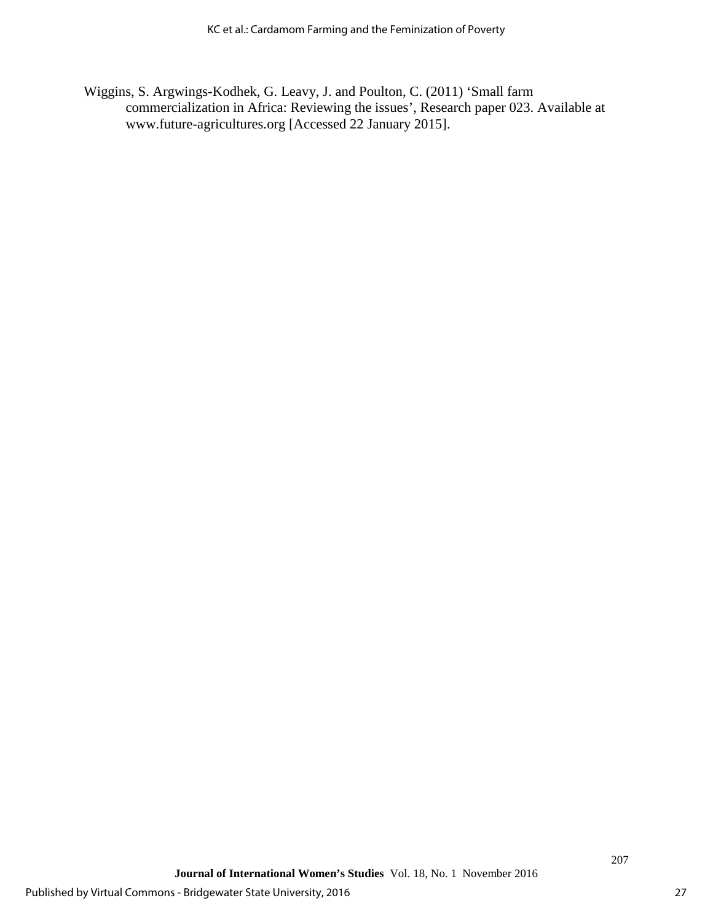Wiggins, S. Argwings-Kodhek, G. Leavy, J. and Poulton, C. (2011) ‘Small farm commercialization in Africa: Reviewing the issues’, Research paper 023. Available at www.future-agricultures.org [Accessed 22 January 2015].